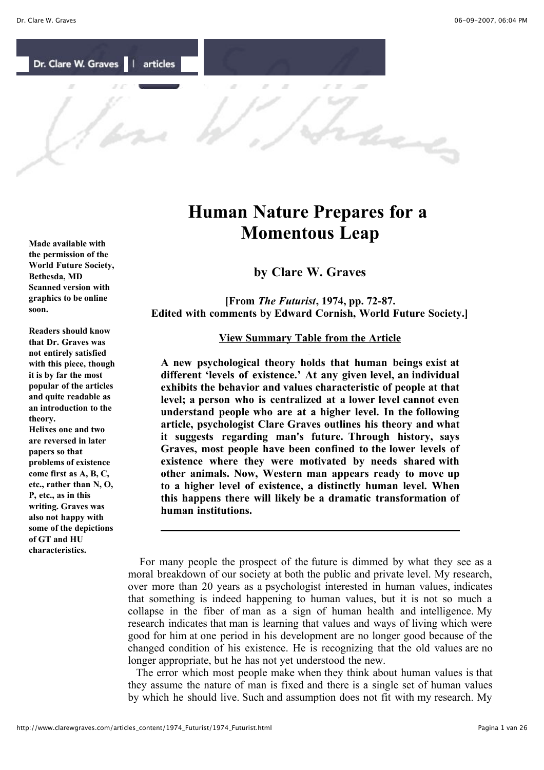Dr. Clare W. Graves | articles

# Human Nature Prepares for a Momentous Leap

**by Clare W. Graves**

**[From *The Futurist*, 1974, pp. 72-87.**
**Edited with comments by Edward Cornish, World Future Society.]**

**Made available with the permission of the World Future Society, Bethesda, MD Scanned version with graphics to be online soon.**

**Readers should know that Dr. Graves was not entirely satisfied with this piece, though it is by far the most popular of the articles and quite readable as an introduction to the theory.**
**Helixes one and two are reversed in later papers so that problems of existence come first as A, B, C, etc., rather than N, O, P, etc., as in this writing. Graves was also not happy with some of the depictions of GT and HU characteristics.**

**View Summary Table from the Article**

**A new psychological theory holds that human beings exist at different 'levels of existence.' At any given level, an individual exhibits the behavior and values characteristic of people at that level; a person who is centralized at a lower level cannot even understand people who are at a higher level. In the following article, psychologist Clare Graves outlines his theory and what it suggests regarding man's future. Through history, says Graves, most people have been confined to the lower levels of existence where they were motivated by needs shared with other animals. Now, Western man appears ready to move up to a higher level of existence, a distinctly human level. When this happens there will likely be a dramatic transformation of human institutions.**

---

For many people the prospect of the future is dimmed by what they see as a moral breakdown of our society at both the public and private level. My research, over more than 20 years as a psychologist interested in human values, indicates that something is indeed happening to human values, but it is not so much a collapse in the fiber of man as a sign of human health and intelligence. My research indicates that man is learning that values and ways of living which were good for him at one period in his development are no longer good because of the changed condition of his existence. He is recognizing that the old values are no longer appropriate, but he has not yet understood the new.

The error which most people make when they think about human values is that they assume the nature of man is fixed and there is a single set of human values by which he should live. Such and assumption does not fit with my research. My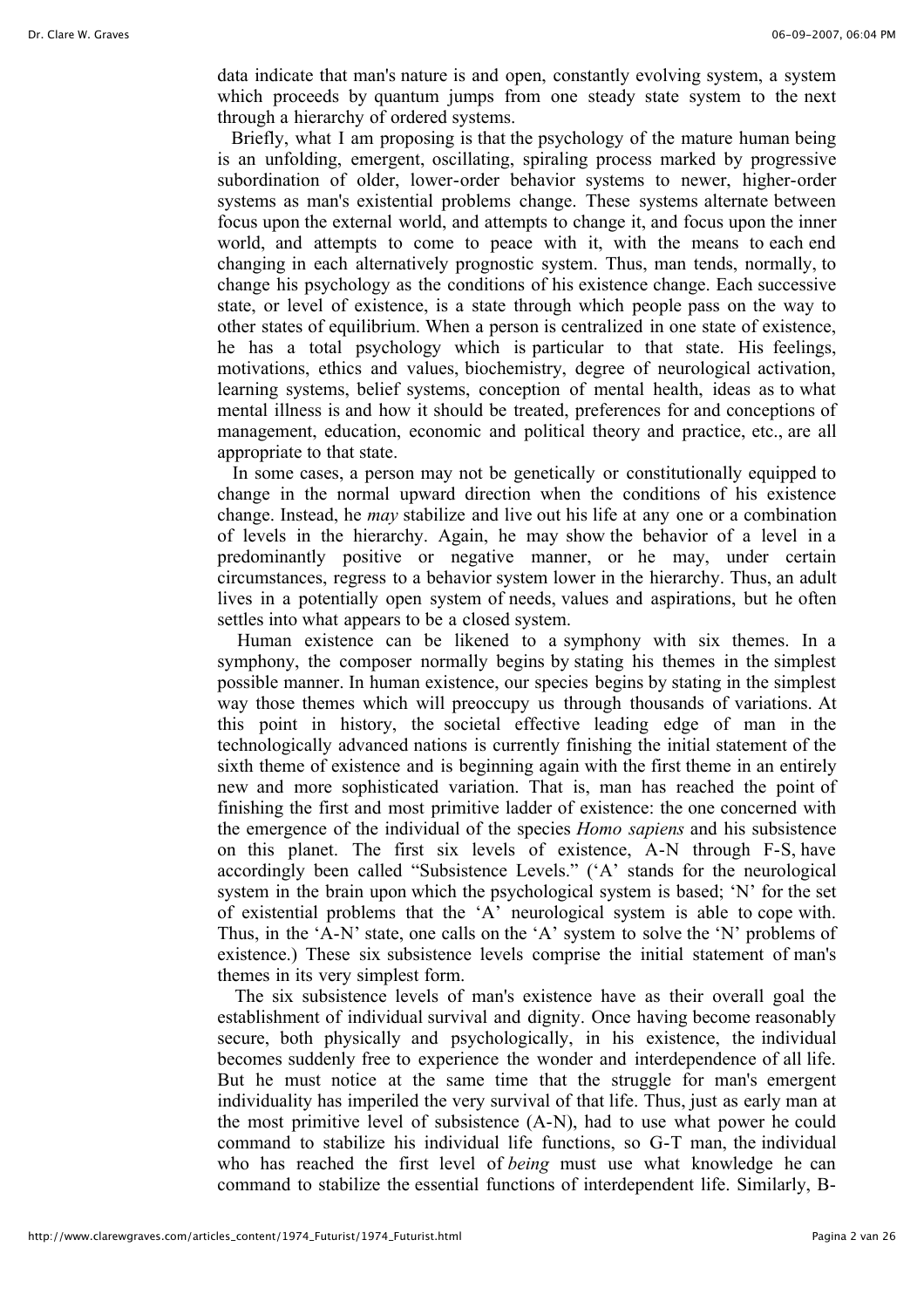data indicate that man's nature is and open, constantly evolving system, a system which proceeds by quantum jumps from one steady state system to the next through a hierarchy of ordered systems.

Briefly, what I am proposing is that the psychology of the mature human being is an unfolding, emergent, oscillating, spiraling process marked by progressive subordination of older, lower-order behavior systems to newer, higher-order systems as man's existential problems change. These systems alternate between focus upon the external world, and attempts to change it, and focus upon the inner world, and attempts to come to peace with it, with the means to each end changing in each alternatively prognostic system. Thus, man tends, normally, to change his psychology as the conditions of his existence change. Each successive state, or level of existence, is a state through which people pass on the way to other states of equilibrium. When a person is centralized in one state of existence, he has a total psychology which is particular to that state. His feelings, motivations, ethics and values, biochemistry, degree of neurological activation, learning systems, belief systems, conception of mental health, ideas as to what mental illness is and how it should be treated, preferences for and conceptions of management, education, economic and political theory and practice, etc., are all appropriate to that state.

In some cases, a person may not be genetically or constitutionally equipped to change in the normal upward direction when the conditions of his existence change. Instead, he *may* stabilize and live out his life at any one or a combination of levels in the hierarchy. Again, he may show the behavior of a level in a predominantly positive or negative manner, or he may, under certain circumstances, regress to a behavior system lower in the hierarchy. Thus, an adult lives in a potentially open system of needs, values and aspirations, but he often settles into what appears to be a closed system.

Human existence can be likened to a symphony with six themes. In a symphony, the composer normally begins by stating his themes in the simplest possible manner. In human existence, our species begins by stating in the simplest way those themes which will preoccupy us through thousands of variations. At this point in history, the societal effective leading edge of man in the technologically advanced nations is currently finishing the initial statement of the sixth theme of existence and is beginning again with the first theme in an entirely new and more sophisticated variation. That is, man has reached the point of finishing the first and most primitive ladder of existence: the one concerned with the emergence of the individual of the species *Homo sapiens* and his subsistence on this planet. The first six levels of existence, A-N through F-S, have accordingly been called "Subsistence Levels." ('A' stands for the neurological system in the brain upon which the psychological system is based; 'N' for the set of existential problems that the 'A' neurological system is able to cope with. Thus, in the 'A-N' state, one calls on the 'A' system to solve the 'N' problems of existence.) These six subsistence levels comprise the initial statement of man's themes in its very simplest form.

The six subsistence levels of man's existence have as their overall goal the establishment of individual survival and dignity. Once having become reasonably secure, both physically and psychologically, in his existence, the individual becomes suddenly free to experience the wonder and interdependence of all life. But he must notice at the same time that the struggle for man's emergent individuality has imperiled the very survival of that life. Thus, just as early man at the most primitive level of subsistence (A-N), had to use what power he could command to stabilize his individual life functions, so G-T man, the individual who has reached the first level of *being* must use what knowledge he can command to stabilize the essential functions of interdependent life. Similarly, B-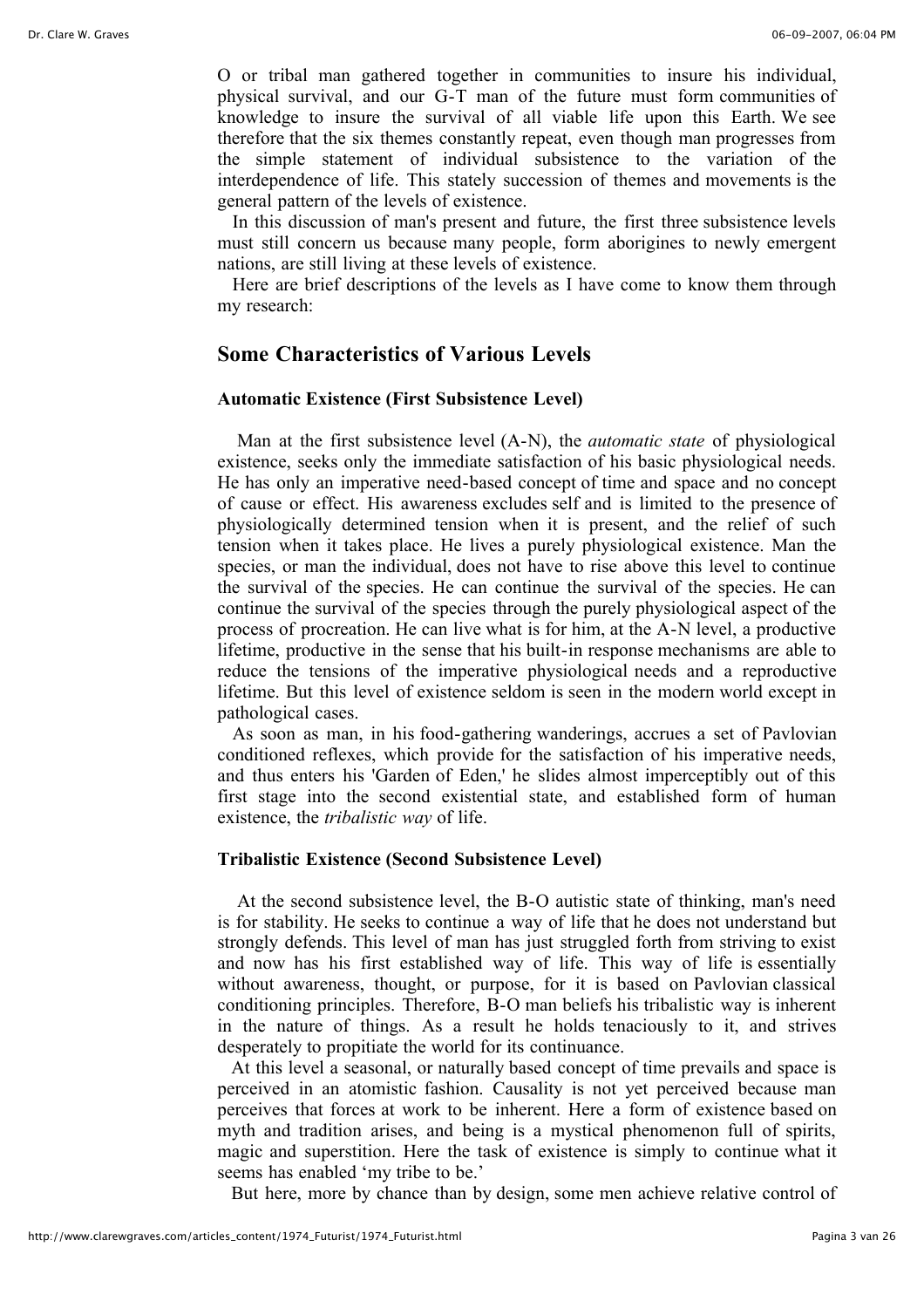O or tribal man gathered together in communities to insure his individual, physical survival, and our G-T man of the future must form communities of knowledge to insure the survival of all viable life upon this Earth. We see therefore that the six themes constantly repeat, even though man progresses from the simple statement of individual subsistence to the variation of the interdependence of life. This stately succession of themes and movements is the general pattern of the levels of existence.

In this discussion of man's present and future, the first three subsistence levels must still concern us because many people, form aborigines to newly emergent nations, are still living at these levels of existence.

Here are brief descriptions of the levels as I have come to know them through my research:

## Some Characteristics of Various Levels

### Automatic Existence (First Subsistence Level)

Man at the first subsistence level (A-N), the *automatic state* of physiological existence, seeks only the immediate satisfaction of his basic physiological needs. He has only an imperative need-based concept of time and space and no concept of cause or effect. His awareness excludes self and is limited to the presence of physiologically determined tension when it is present, and the relief of such tension when it takes place. He lives a purely physiological existence. Man the species, or man the individual, does not have to rise above this level to continue the survival of the species. He can continue the survival of the species. He can continue the survival of the species through the purely physiological aspect of the process of procreation. He can live what is for him, at the A-N level, a productive lifetime, productive in the sense that his built-in response mechanisms are able to reduce the tensions of the imperative physiological needs and a reproductive lifetime. But this level of existence seldom is seen in the modern world except in pathological cases.

As soon as man, in his food-gathering wanderings, accrues a set of Pavlovian conditioned reflexes, which provide for the satisfaction of his imperative needs, and thus enters his 'Garden of Eden,' he slides almost imperceptibly out of this first stage into the second existential state, and established form of human existence, the *tribalistic way* of life.

### Tribalistic Existence (Second Subsistence Level)

At the second subsistence level, the B-O autistic state of thinking, man's need is for stability. He seeks to continue a way of life that he does not understand but strongly defends. This level of man has just struggled forth from striving to exist and now has his first established way of life. This way of life is essentially without awareness, thought, or purpose, for it is based on Pavlovian classical conditioning principles. Therefore, B-O man beliefs his tribalistic way is inherent in the nature of things. As a result he holds tenaciously to it, and strives desperately to propitiate the world for its continuance.

At this level a seasonal, or naturally based concept of time prevails and space is perceived in an atomistic fashion. Causality is not yet perceived because man perceives that forces at work to be inherent. Here a form of existence based on myth and tradition arises, and being is a mystical phenomenon full of spirits, magic and superstition. Here the task of existence is simply to continue what it seems has enabled 'my tribe to be.'

But here, more by chance than by design, some men achieve relative control of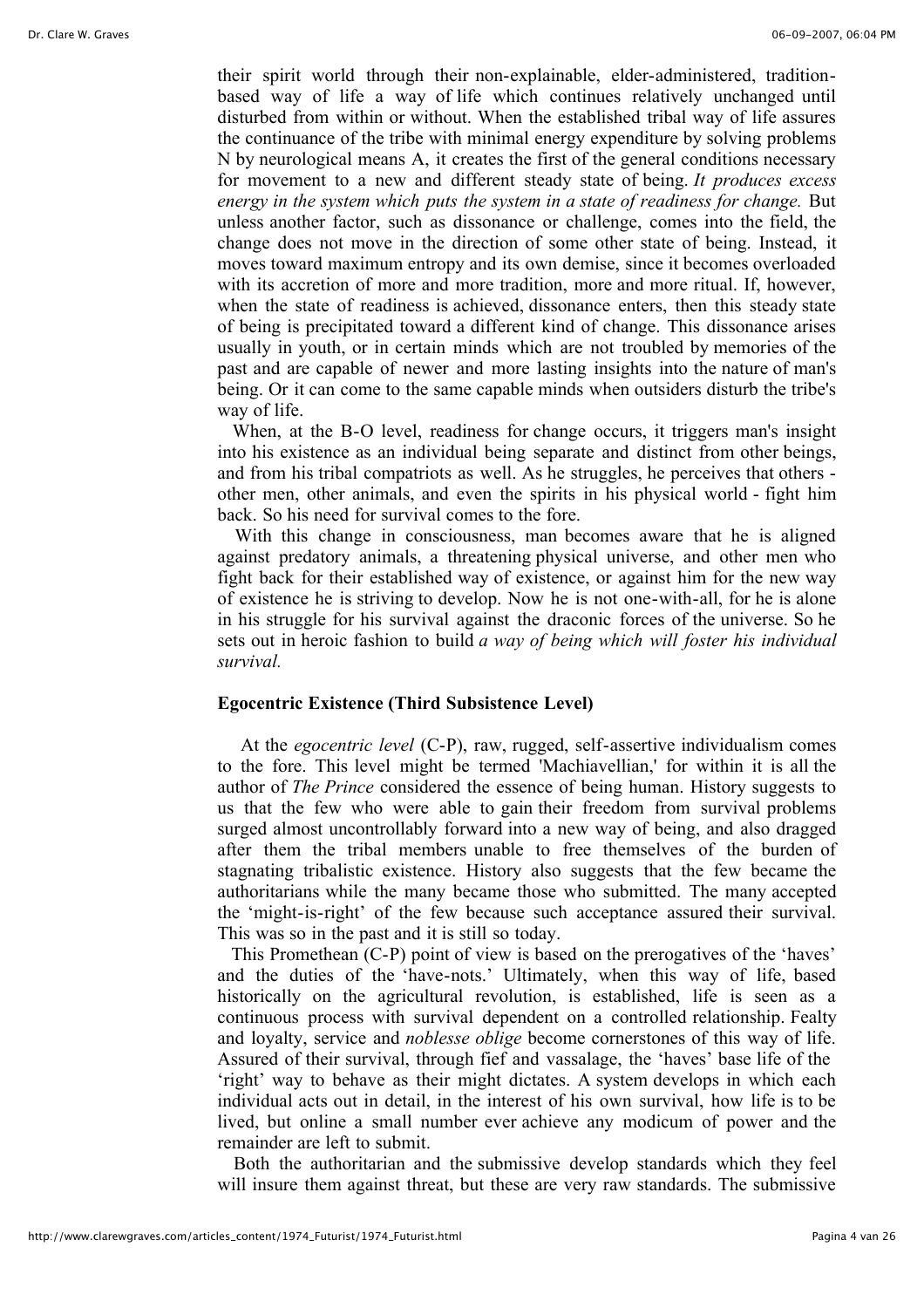their spirit world through their non-explainable, elder-administered, tradition-based way of life a way of life which continues relatively unchanged until disturbed from within or without. When the established tribal way of life assures the continuance of the tribe with minimal energy expenditure by solving problems N by neurological means A, it creates the first of the general conditions necessary for movement to a new and different steady state of being. *It produces excess energy in the system which puts the system in a state of readiness for change.* But unless another factor, such as dissonance or challenge, comes into the field, the change does not move in the direction of some other state of being. Instead, it moves toward maximum entropy and its own demise, since it becomes overloaded with its accretion of more and more tradition, more and more ritual. If, however, when the state of readiness is achieved, dissonance enters, then this steady state of being is precipitated toward a different kind of change. This dissonance arises usually in youth, or in certain minds which are not troubled by memories of the past and are capable of newer and more lasting insights into the nature of man's being. Or it can come to the same capable minds when outsiders disturb the tribe's way of life.

When, at the B-O level, readiness for change occurs, it triggers man's insight into his existence as an individual being separate and distinct from other beings, and from his tribal compatriots as well. As he struggles, he perceives that others - other men, other animals, and even the spirits in his physical world - fight him back. So his need for survival comes to the fore.

With this change in consciousness, man becomes aware that he is aligned against predatory animals, a threatening physical universe, and other men who fight back for their established way of existence, or against him for the new way of existence he is striving to develop. Now he is not one-with-all, for he is alone in his struggle for his survival against the draconic forces of the universe. So he sets out in heroic fashion to build *a way of being which will foster his individual survival.*

**Egocentric Existence (Third Subsistence Level)**

At the *egocentric level* (C-P), raw, rugged, self-assertive individualism comes to the fore. This level might be termed 'Machiavellian,' for within it is all the author of *The Prince* considered the essence of being human. History suggests to us that the few who were able to gain their freedom from survival problems surged almost uncontrollably forward into a new way of being, and also dragged after them the tribal members unable to free themselves of the burden of stagnating tribalistic existence. History also suggests that the few became the authoritarians while the many became those who submitted. The many accepted the 'might-is-right' of the few because such acceptance assured their survival. This was so in the past and it is still so today.

This Promethean (C-P) point of view is based on the prerogatives of the 'haves' and the duties of the 'have-nots.' Ultimately, when this way of life, based historically on the agricultural revolution, is established, life is seen as a continuous process with survival dependent on a controlled relationship. Fealty and loyalty, service and *noblesse oblige* become cornerstones of this way of life. Assured of their survival, through fief and vassalage, the 'haves' base life of the 'right' way to behave as their might dictates. A system develops in which each individual acts out in detail, in the interest of his own survival, how life is to be lived, but online a small number ever achieve any modicum of power and the remainder are left to submit.

Both the authoritarian and the submissive develop standards which they feel will insure them against threat, but these are very raw standards. The submissive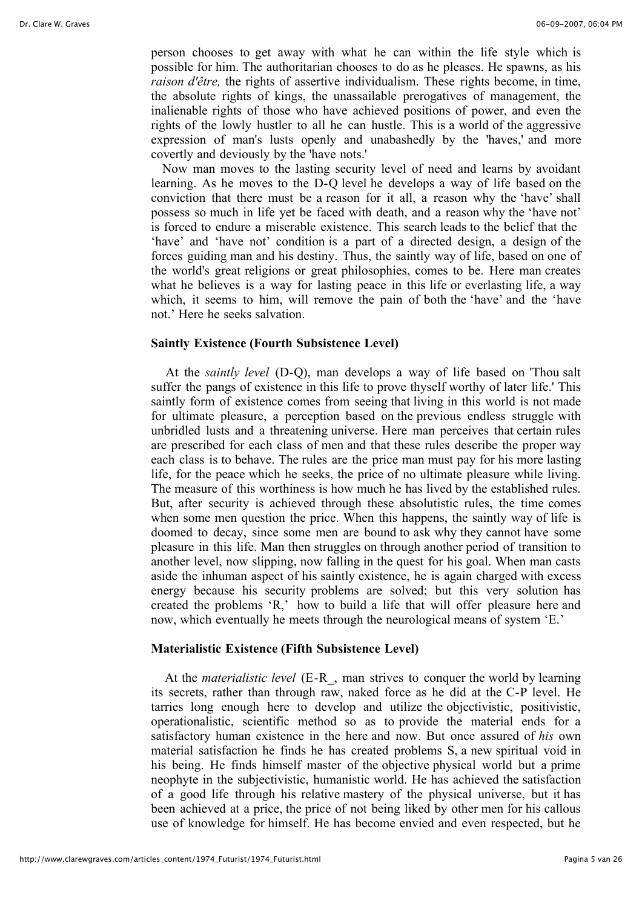person chooses to get away with what he can within the life style which is possible for him. The authoritarian chooses to do as he pleases. He spawns, as his *raison d'être,* the rights of assertive individualism. These rights become, in time, the absolute rights of kings, the unassailable prerogatives of management, the inalienable rights of those who have achieved positions of power, and even the rights of the lowly hustler to all he can hustle. This is a world of the aggressive expression of man's lusts openly and unabashedly by the 'haves,' and more covertly and deviously by the 'have nots.'

Now man moves to the lasting security level of need and learns by avoidant learning. As he moves to the D-Q level he develops a way of life based on the conviction that there must be a reason for it all, a reason why the 'have' shall possess so much in life yet be faced with death, and a reason why the 'have not' is forced to endure a miserable existence. This search leads to the belief that the 'have' and 'have not' condition is a part of a directed design, a design of the forces guiding man and his destiny. Thus, the saintly way of life, based on one of the world's great religions or great philosophies, comes to be. Here man creates what he believes is a way for lasting peace in this life or everlasting life, a way which, it seems to him, will remove the pain of both the 'have' and the 'have not.' Here he seeks salvation.

**Saintly Existence (Fourth Subsistence Level)**

At the *saintly level* (D-Q), man develops a way of life based on 'Thou salt suffer the pangs of existence in this life to prove thyself worthy of later life.' This saintly form of existence comes from seeing that living in this world is not made for ultimate pleasure, a perception based on the previous endless struggle with unbridled lusts and a threatening universe. Here man perceives that certain rules are prescribed for each class of men and that these rules describe the proper way each class is to behave. The rules are the price man must pay for his more lasting life, for the peace which he seeks, the price of no ultimate pleasure while living. The measure of this worthiness is how much he has lived by the established rules. But, after security is achieved through these absolutistic rules, the time comes when some men question the price. When this happens, the saintly way of life is doomed to decay, since some men are bound to ask why they cannot have some pleasure in this life. Man then struggles on through another period of transition to another level, now slipping, now falling in the quest for his goal. When man casts aside the inhuman aspect of his saintly existence, he is again charged with excess energy because his security problems are solved; but this very solution has created the problems 'R,' how to build a life that will offer pleasure here and now, which eventually he meets through the neurological means of system 'E.'

**Materialistic Existence (Fifth Subsistence Level)**

At the *materialistic level* (E-R_, man strives to conquer the world by learning its secrets, rather than through raw, naked force as he did at the C-P level. He tarries long enough here to develop and utilize the objectivistic, positivistic, operationalistic, scientific method so as to provide the material ends for a satisfactory human existence in the here and now. But once assured of *his* own material satisfaction he finds he has created problems S, a new spiritual void in his being. He finds himself master of the objective physical world but a prime neophyte in the subjectivistic, humanistic world. He has achieved the satisfaction of a good life through his relative mastery of the physical universe, but it has been achieved at a price, the price of not being liked by other men for his callous use of knowledge for himself. He has become envied and even respected, but he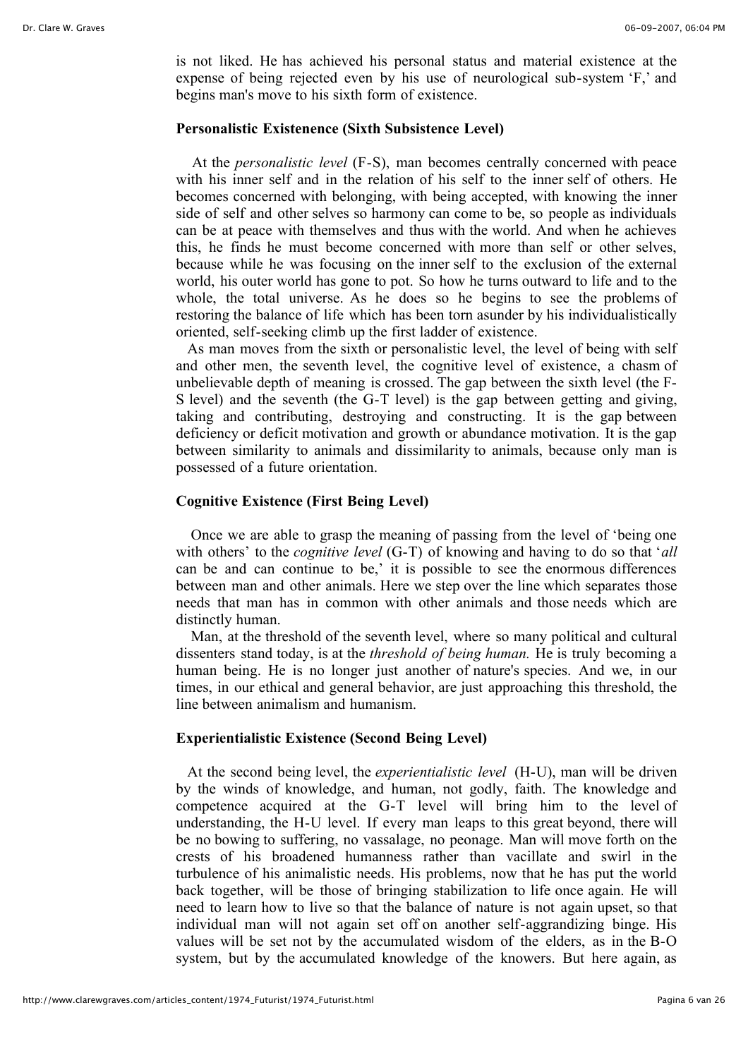is not liked. He has achieved his personal status and material existence at the expense of being rejected even by his use of neurological sub-system 'F,' and begins man's move to his sixth form of existence.

### Personalistic Existenence (Sixth Subsistence Level)

At the *personalistic level* (F-S), man becomes centrally concerned with peace with his inner self and in the relation of his self to the inner self of others. He becomes concerned with belonging, with being accepted, with knowing the inner side of self and other selves so harmony can come to be, so people as individuals can be at peace with themselves and thus with the world. And when he achieves this, he finds he must become concerned with more than self or other selves, because while he was focusing on the inner self to the exclusion of the external world, his outer world has gone to pot. So how he turns outward to life and to the whole, the total universe. As he does so he begins to see the problems of restoring the balance of life which has been torn asunder by his individualistically oriented, self-seeking climb up the first ladder of existence.

As man moves from the sixth or personalistic level, the level of being with self and other men, the seventh level, the cognitive level of existence, a chasm of unbelievable depth of meaning is crossed. The gap between the sixth level (the F-S level) and the seventh (the G-T level) is the gap between getting and giving, taking and contributing, destroying and constructing. It is the gap between deficiency or deficit motivation and growth or abundance motivation. It is the gap between similarity to animals and dissimilarity to animals, because only man is possessed of a future orientation.

### Cognitive Existence (First Being Level)

Once we are able to grasp the meaning of passing from the level of 'being one with others' to the *cognitive level* (G-T) of knowing and having to do so that '*all* can be and can continue to be,' it is possible to see the enormous differences between man and other animals. Here we step over the line which separates those needs that man has in common with other animals and those needs which are distinctly human.

Man, at the threshold of the seventh level, where so many political and cultural dissenters stand today, is at the *threshold of being human.* He is truly becoming a human being. He is no longer just another of nature's species. And we, in our times, in our ethical and general behavior, are just approaching this threshold, the line between animalism and humanism.

### Experientialistic Existence (Second Being Level)

At the second being level, the *experientialistic level* (H-U), man will be driven by the winds of knowledge, and human, not godly, faith. The knowledge and competence acquired at the G-T level will bring him to the level of understanding, the H-U level. If every man leaps to this great beyond, there will be no bowing to suffering, no vassalage, no peonage. Man will move forth on the crests of his broadened humanness rather than vacillate and swirl in the turbulence of his animalistic needs. His problems, now that he has put the world back together, will be those of bringing stabilization to life once again. He will need to learn how to live so that the balance of nature is not again upset, so that individual man will not again set off on another self-aggrandizing binge. His values will be set not by the accumulated wisdom of the elders, as in the B-O system, but by the accumulated knowledge of the knowers. But here again, as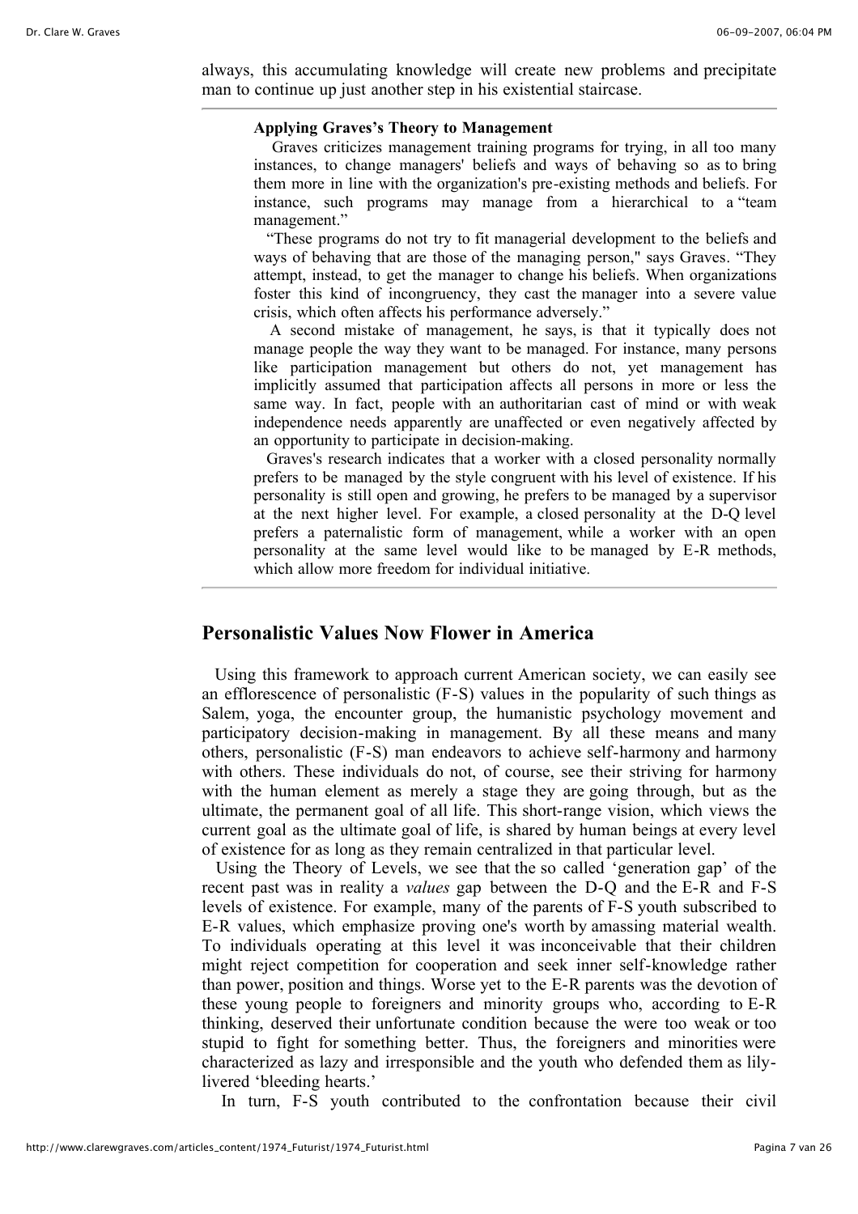always, this accumulating knowledge will create new problems and precipitate man to continue up just another step in his existential staircase.

---

**Applying Graves's Theory to Management**

Graves criticizes management training programs for trying, in all too many instances, to change managers' beliefs and ways of behaving so as to bring them more in line with the organization's pre-existing methods and beliefs. For instance, such programs may manage from a hierarchical to a "team management."

"These programs do not try to fit managerial development to the beliefs and ways of behaving that are those of the managing person," says Graves. "They attempt, instead, to get the manager to change his beliefs. When organizations foster this kind of incongruency, they cast the manager into a severe value crisis, which often affects his performance adversely."

A second mistake of management, he says, is that it typically does not manage people the way they want to be managed. For instance, many persons like participation management but others do not, yet management has implicitly assumed that participation affects all persons in more or less the same way. In fact, people with an authoritarian cast of mind or with weak independence needs apparently are unaffected or even negatively affected by an opportunity to participate in decision-making.

Graves's research indicates that a worker with a closed personality normally prefers to be managed by the style congruent with his level of existence. If his personality is still open and growing, he prefers to be managed by a supervisor at the next higher level. For example, a closed personality at the D-Q level prefers a paternalistic form of management, while a worker with an open personality at the same level would like to be managed by E-R methods, which allow more freedom for individual initiative.

---

## Personalistic Values Now Flower in America

Using this framework to approach current American society, we can easily see an efflorescence of personalistic (F-S) values in the popularity of such things as Salem, yoga, the encounter group, the humanistic psychology movement and participatory decision-making in management. By all these means and many others, personalistic (F-S) man endeavors to achieve self-harmony and harmony with others. These individuals do not, of course, see their striving for harmony with the human element as merely a stage they are going through, but as the ultimate, the permanent goal of all life. This short-range vision, which views the current goal as the ultimate goal of life, is shared by human beings at every level of existence for as long as they remain centralized in that particular level.

Using the Theory of Levels, we see that the so called 'generation gap' of the recent past was in reality a *values* gap between the D-Q and the E-R and F-S levels of existence. For example, many of the parents of F-S youth subscribed to E-R values, which emphasize proving one's worth by amassing material wealth. To individuals operating at this level it was inconceivable that their children might reject competition for cooperation and seek inner self-knowledge rather than power, position and things. Worse yet to the E-R parents was the devotion of these young people to foreigners and minority groups who, according to E-R thinking, deserved their unfortunate condition because the were too weak or too stupid to fight for something better. Thus, the foreigners and minorities were characterized as lazy and irresponsible and the youth who defended them as lily-livered 'bleeding hearts.'

In turn, F-S youth contributed to the confrontation because their civil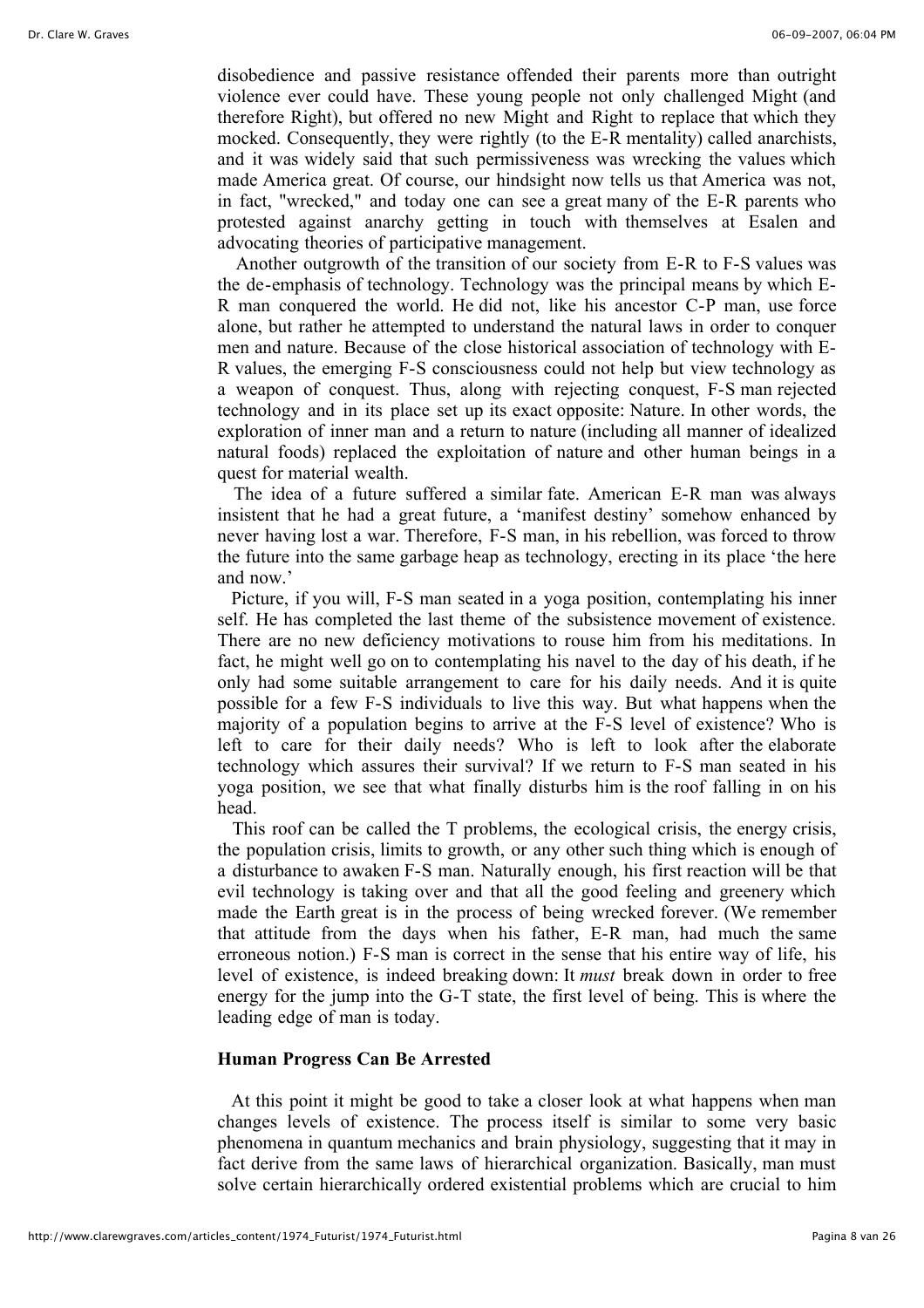disobedience and passive resistance offended their parents more than outright violence ever could have. These young people not only challenged Might (and therefore Right), but offered no new Might and Right to replace that which they mocked. Consequently, they were rightly (to the E-R mentality) called anarchists, and it was widely said that such permissiveness was wrecking the values which made America great. Of course, our hindsight now tells us that America was not, in fact, "wrecked," and today one can see a great many of the E-R parents who protested against anarchy getting in touch with themselves at Esalen and advocating theories of participative management.

Another outgrowth of the transition of our society from E-R to F-S values was the de-emphasis of technology. Technology was the principal means by which E-R man conquered the world. He did not, like his ancestor C-P man, use force alone, but rather he attempted to understand the natural laws in order to conquer men and nature. Because of the close historical association of technology with E-R values, the emerging F-S consciousness could not help but view technology as a weapon of conquest. Thus, along with rejecting conquest, F-S man rejected technology and in its place set up its exact opposite: Nature. In other words, the exploration of inner man and a return to nature (including all manner of idealized natural foods) replaced the exploitation of nature and other human beings in a quest for material wealth.

The idea of a future suffered a similar fate. American E-R man was always insistent that he had a great future, a 'manifest destiny' somehow enhanced by never having lost a war. Therefore, F-S man, in his rebellion, was forced to throw the future into the same garbage heap as technology, erecting in its place 'the here and now.'

Picture, if you will, F-S man seated in a yoga position, contemplating his inner self. He has completed the last theme of the subsistence movement of existence. There are no new deficiency motivations to rouse him from his meditations. In fact, he might well go on to contemplating his navel to the day of his death, if he only had some suitable arrangement to care for his daily needs. And it is quite possible for a few F-S individuals to live this way. But what happens when the majority of a population begins to arrive at the F-S level of existence? Who is left to care for their daily needs? Who is left to look after the elaborate technology which assures their survival? If we return to F-S man seated in his yoga position, we see that what finally disturbs him is the roof falling in on his head.

This roof can be called the T problems, the ecological crisis, the energy crisis, the population crisis, limits to growth, or any other such thing which is enough of a disturbance to awaken F-S man. Naturally enough, his first reaction will be that evil technology is taking over and that all the good feeling and greenery which made the Earth great is in the process of being wrecked forever. (We remember that attitude from the days when his father, E-R man, had much the same erroneous notion.) F-S man is correct in the sense that his entire way of life, his level of existence, is indeed breaking down: It *must* break down in order to free energy for the jump into the G-T state, the first level of being. This is where the leading edge of man is today.

### Human Progress Can Be Arrested

At this point it might be good to take a closer look at what happens when man changes levels of existence. The process itself is similar to some very basic phenomena in quantum mechanics and brain physiology, suggesting that it may in fact derive from the same laws of hierarchical organization. Basically, man must solve certain hierarchically ordered existential problems which are crucial to him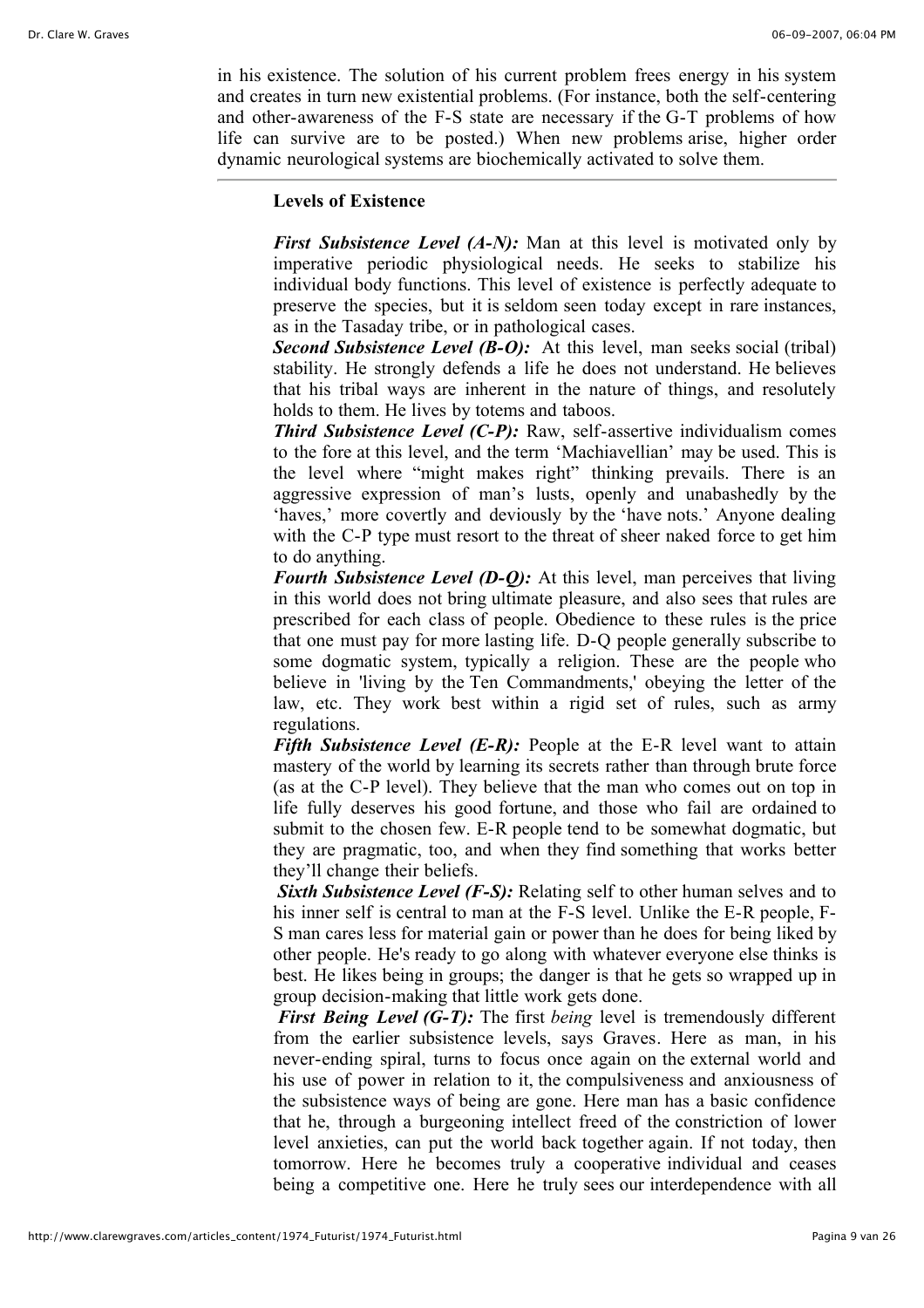in his existence. The solution of his current problem frees energy in his system and creates in turn new existential problems. (For instance, both the self-centering and other-awareness of the F-S state are necessary if the G-T problems of how life can survive are to be posted.) When new problems arise, higher order dynamic neurological systems are biochemically activated to solve them.

---

**Levels of Existence**

***First Subsistence Level (A-N):*** Man at this level is motivated only by imperative periodic physiological needs. He seeks to stabilize his individual body functions. This level of existence is perfectly adequate to preserve the species, but it is seldom seen today except in rare instances, as in the Tasaday tribe, or in pathological cases.

***Second Subsistence Level (B-O):*** At this level, man seeks social (tribal) stability. He strongly defends a life he does not understand. He believes that his tribal ways are inherent in the nature of things, and resolutely holds to them. He lives by totems and taboos.

***Third Subsistence Level (C-P):*** Raw, self-assertive individualism comes to the fore at this level, and the term 'Machiavellian' may be used. This is the level where "might makes right" thinking prevails. There is an aggressive expression of man's lusts, openly and unabashedly by the 'haves,' more covertly and deviously by the 'have nots.' Anyone dealing with the C-P type must resort to the threat of sheer naked force to get him to do anything.

***Fourth Subsistence Level (D-Q):*** At this level, man perceives that living in this world does not bring ultimate pleasure, and also sees that rules are prescribed for each class of people. Obedience to these rules is the price that one must pay for more lasting life. D-Q people generally subscribe to some dogmatic system, typically a religion. These are the people who believe in 'living by the Ten Commandments,' obeying the letter of the law, etc. They work best within a rigid set of rules, such as army regulations.

***Fifth Subsistence Level (E-R):*** People at the E-R level want to attain mastery of the world by learning its secrets rather than through brute force (as at the C-P level). They believe that the man who comes out on top in life fully deserves his good fortune, and those who fail are ordained to submit to the chosen few. E-R people tend to be somewhat dogmatic, but they are pragmatic, too, and when they find something that works better they'll change their beliefs.

***Sixth Subsistence Level (F-S):*** Relating self to other human selves and to his inner self is central to man at the F-S level. Unlike the E-R people, F-S man cares less for material gain or power than he does for being liked by other people. He's ready to go along with whatever everyone else thinks is best. He likes being in groups; the danger is that he gets so wrapped up in group decision-making that little work gets done.

***First Being Level (G-T):*** The first *being* level is tremendously different from the earlier subsistence levels, says Graves. Here as man, in his never-ending spiral, turns to focus once again on the external world and his use of power in relation to it, the compulsiveness and anxiousness of the subsistence ways of being are gone. Here man has a basic confidence that he, through a burgeoning intellect freed of the constriction of lower level anxieties, can put the world back together again. If not today, then tomorrow. Here he becomes truly a cooperative individual and ceases being a competitive one. Here he truly sees our interdependence with all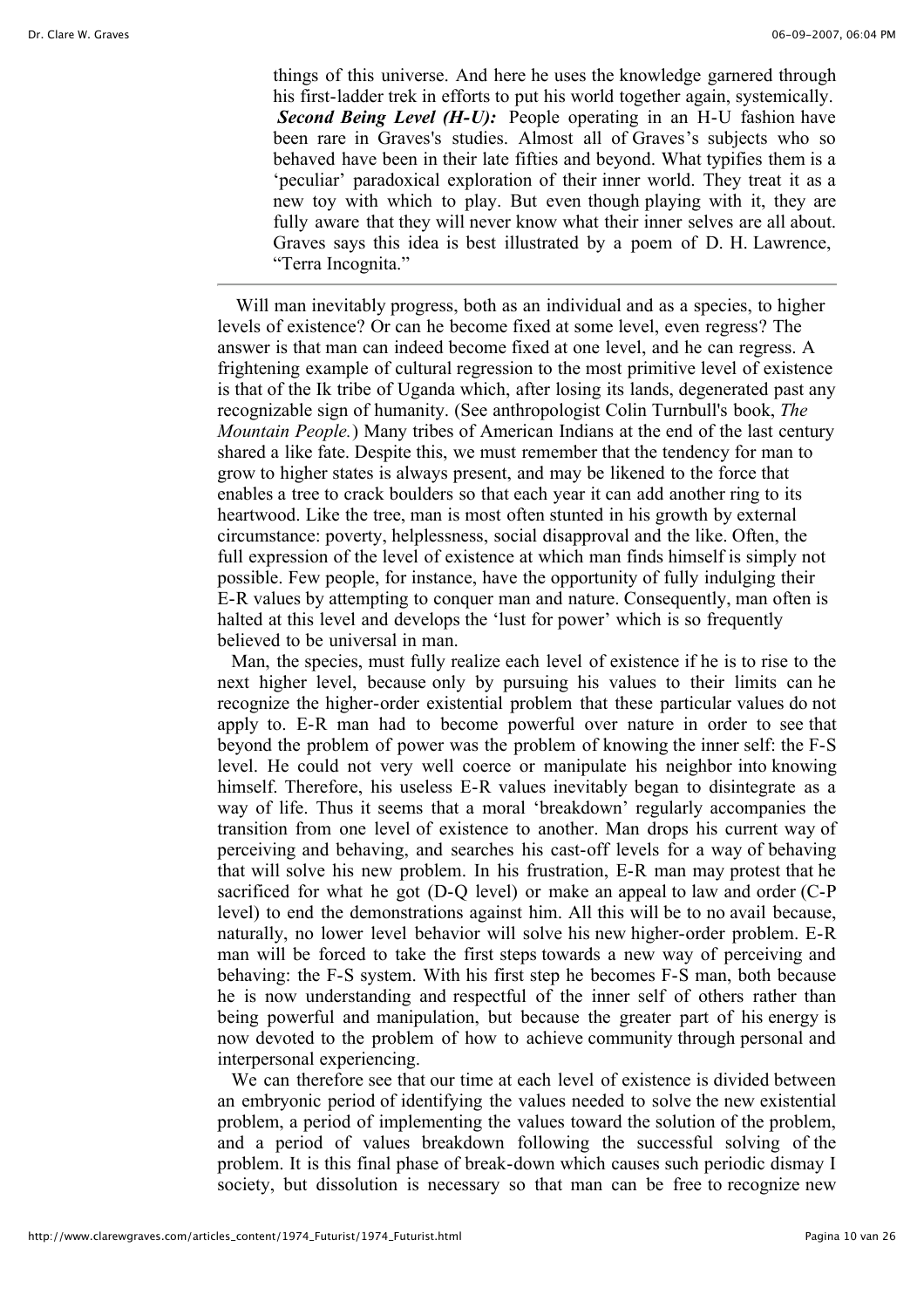things of this universe. And here he uses the knowledge garnered through his first-ladder trek in efforts to put his world together again, systemically. ***Second Being Level (H-U):*** People operating in an H-U fashion have been rare in Graves's studies. Almost all of Graves's subjects who so behaved have been in their late fifties and beyond. What typifies them is a 'peculiar' paradoxical exploration of their inner world. They treat it as a new toy with which to play. But even though playing with it, they are fully aware that they will never know what their inner selves are all about. Graves says this idea is best illustrated by a poem of D. H. Lawrence, "Terra Incognita."

---

Will man inevitably progress, both as an individual and as a species, to higher levels of existence? Or can he become fixed at some level, even regress? The answer is that man can indeed become fixed at one level, and he can regress. A frightening example of cultural regression to the most primitive level of existence is that of the Ik tribe of Uganda which, after losing its lands, degenerated past any recognizable sign of humanity. (See anthropologist Colin Turnbull's book, *The Mountain People.*) Many tribes of American Indians at the end of the last century shared a like fate. Despite this, we must remember that the tendency for man to grow to higher states is always present, and may be likened to the force that enables a tree to crack boulders so that each year it can add another ring to its heartwood. Like the tree, man is most often stunted in his growth by external circumstance: poverty, helplessness, social disapproval and the like. Often, the full expression of the level of existence at which man finds himself is simply not possible. Few people, for instance, have the opportunity of fully indulging their E-R values by attempting to conquer man and nature. Consequently, man often is halted at this level and develops the 'lust for power' which is so frequently believed to be universal in man.

Man, the species, must fully realize each level of existence if he is to rise to the next higher level, because only by pursuing his values to their limits can he recognize the higher-order existential problem that these particular values do not apply to. E-R man had to become powerful over nature in order to see that beyond the problem of power was the problem of knowing the inner self: the F-S level. He could not very well coerce or manipulate his neighbor into knowing himself. Therefore, his useless E-R values inevitably began to disintegrate as a way of life. Thus it seems that a moral 'breakdown' regularly accompanies the transition from one level of existence to another. Man drops his current way of perceiving and behaving, and searches his cast-off levels for a way of behaving that will solve his new problem. In his frustration, E-R man may protest that he sacrificed for what he got (D-Q level) or make an appeal to law and order (C-P level) to end the demonstrations against him. All this will be to no avail because, naturally, no lower level behavior will solve his new higher-order problem. E-R man will be forced to take the first steps towards a new way of perceiving and behaving: the F-S system. With his first step he becomes F-S man, both because he is now understanding and respectful of the inner self of others rather than being powerful and manipulation, but because the greater part of his energy is now devoted to the problem of how to achieve community through personal and interpersonal experiencing.

We can therefore see that our time at each level of existence is divided between an embryonic period of identifying the values needed to solve the new existential problem, a period of implementing the values toward the solution of the problem, and a period of values breakdown following the successful solving of the problem. It is this final phase of break-down which causes such periodic dismay I society, but dissolution is necessary so that man can be free to recognize new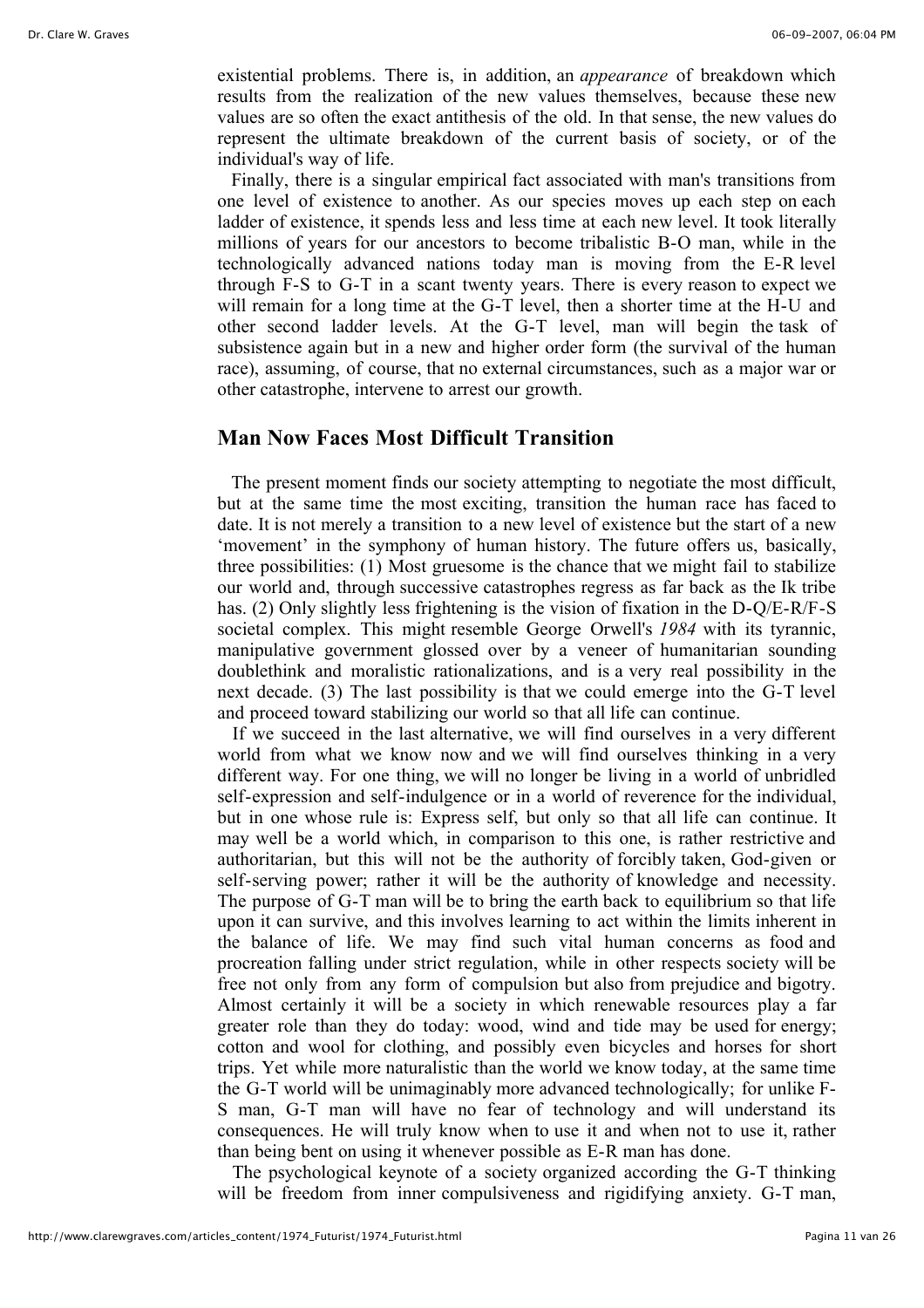existential problems. There is, in addition, an *appearance* of breakdown which results from the realization of the new values themselves, because these new values are so often the exact antithesis of the old. In that sense, the new values do represent the ultimate breakdown of the current basis of society, or of the individual's way of life.

Finally, there is a singular empirical fact associated with man's transitions from one level of existence to another. As our species moves up each step on each ladder of existence, it spends less and less time at each new level. It took literally millions of years for our ancestors to become tribalistic B-O man, while in the technologically advanced nations today man is moving from the E-R level through F-S to G-T in a scant twenty years. There is every reason to expect we will remain for a long time at the G-T level, then a shorter time at the H-U and other second ladder levels. At the G-T level, man will begin the task of subsistence again but in a new and higher order form (the survival of the human race), assuming, of course, that no external circumstances, such as a major war or other catastrophe, intervene to arrest our growth.

## Man Now Faces Most Difficult Transition

The present moment finds our society attempting to negotiate the most difficult, but at the same time the most exciting, transition the human race has faced to date. It is not merely a transition to a new level of existence but the start of a new 'movement' in the symphony of human history. The future offers us, basically, three possibilities: (1) Most gruesome is the chance that we might fail to stabilize our world and, through successive catastrophes regress as far back as the Ik tribe has. (2) Only slightly less frightening is the vision of fixation in the D-Q/E-R/F-S societal complex. This might resemble George Orwell's *1984* with its tyrannic, manipulative government glossed over by a veneer of humanitarian sounding doublethink and moralistic rationalizations, and is a very real possibility in the next decade. (3) The last possibility is that we could emerge into the G-T level and proceed toward stabilizing our world so that all life can continue.

If we succeed in the last alternative, we will find ourselves in a very different world from what we know now and we will find ourselves thinking in a very different way. For one thing, we will no longer be living in a world of unbridled self-expression and self-indulgence or in a world of reverence for the individual, but in one whose rule is: Express self, but only so that all life can continue. It may well be a world which, in comparison to this one, is rather restrictive and authoritarian, but this will not be the authority of forcibly taken, God-given or self-serving power; rather it will be the authority of knowledge and necessity. The purpose of G-T man will be to bring the earth back to equilibrium so that life upon it can survive, and this involves learning to act within the limits inherent in the balance of life. We may find such vital human concerns as food and procreation falling under strict regulation, while in other respects society will be free not only from any form of compulsion but also from prejudice and bigotry. Almost certainly it will be a society in which renewable resources play a far greater role than they do today: wood, wind and tide may be used for energy; cotton and wool for clothing, and possibly even bicycles and horses for short trips. Yet while more naturalistic than the world we know today, at the same time the G-T world will be unimaginably more advanced technologically; for unlike F-S man, G-T man will have no fear of technology and will understand its consequences. He will truly know when to use it and when not to use it, rather than being bent on using it whenever possible as E-R man has done.

The psychological keynote of a society organized according the G-T thinking will be freedom from inner compulsiveness and rigidifying anxiety. G-T man,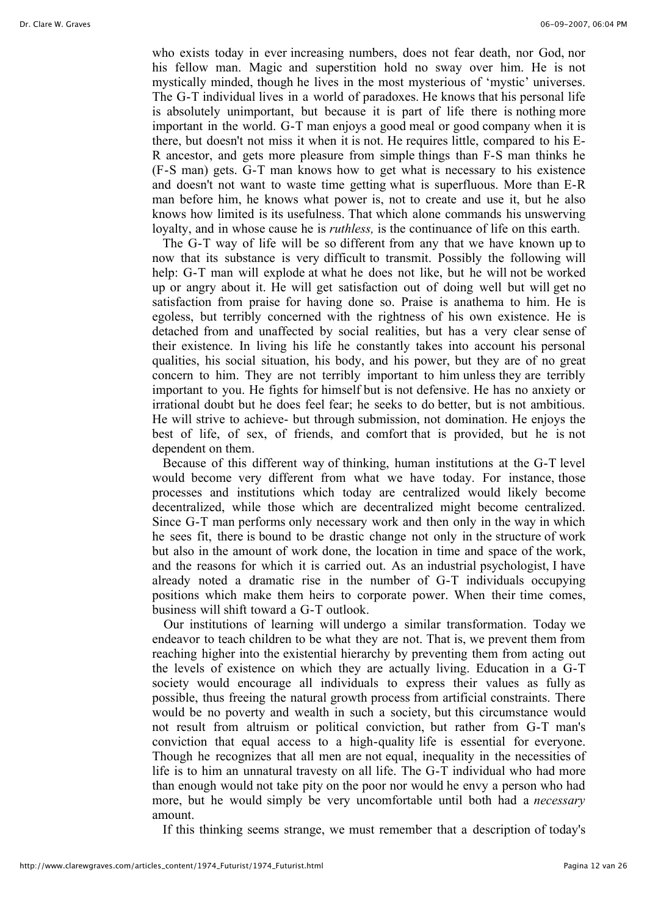who exists today in ever increasing numbers, does not fear death, nor God, nor his fellow man. Magic and superstition hold no sway over him. He is not mystically minded, though he lives in the most mysterious of 'mystic' universes. The G-T individual lives in a world of paradoxes. He knows that his personal life is absolutely unimportant, but because it is part of life there is nothing more important in the world. G-T man enjoys a good meal or good company when it is there, but doesn't miss it when it is not. He requires little, compared to his E-R ancestor, and gets more pleasure from simple things than F-S man thinks he (F-S man) gets. G-T man knows how to get what is necessary to his existence and doesn't not want to waste time getting what is superfluous. More than E-R man before him, he knows what power is, not to create and use it, but he also knows how limited is its usefulness. That which alone commands his unswerving loyalty, and in whose cause he is *ruthless,* is the continuance of life on this earth.

The G-T way of life will be so different from any that we have known up to now that its substance is very difficult to transmit. Possibly the following will help: G-T man will explode at what he does not like, but he will not be worked up or angry about it. He will get satisfaction out of doing well but will get no satisfaction from praise for having done so. Praise is anathema to him. He is egoless, but terribly concerned with the rightness of his own existence. He is detached from and unaffected by social realities, but has a very clear sense of their existence. In living his life he constantly takes into account his personal qualities, his social situation, his body, and his power, but they are of no great concern to him. They are not terribly important to him unless they are terribly important to you. He fights for himself but is not defensive. He has no anxiety or irrational doubt but he does feel fear; he seeks to do better, but is not ambitious. He will strive to achieve- but through submission, not domination. He enjoys the best of life, of sex, of friends, and comfort that is provided, but he is not dependent on them.

Because of this different way of thinking, human institutions at the G-T level would become very different from what we have today. For instance, those processes and institutions which today are centralized would likely become decentralized, while those which are decentralized might become centralized. Since G-T man performs only necessary work and then only in the way in which he sees fit, there is bound to be drastic change not only in the structure of work but also in the amount of work done, the location in time and space of the work, and the reasons for which it is carried out. As an industrial psychologist, I have already noted a dramatic rise in the number of G-T individuals occupying positions which make them heirs to corporate power. When their time comes, business will shift toward a G-T outlook.

Our institutions of learning will undergo a similar transformation. Today we endeavor to teach children to be what they are not. That is, we prevent them from reaching higher into the existential hierarchy by preventing them from acting out the levels of existence on which they are actually living. Education in a G-T society would encourage all individuals to express their values as fully as possible, thus freeing the natural growth process from artificial constraints. There would be no poverty and wealth in such a society, but this circumstance would not result from altruism or political conviction, but rather from G-T man's conviction that equal access to a high-quality life is essential for everyone. Though he recognizes that all men are not equal, inequality in the necessities of life is to him an unnatural travesty on all life. The G-T individual who had more than enough would not take pity on the poor nor would he envy a person who had more, but he would simply be very uncomfortable until both had a *necessary* amount.

If this thinking seems strange, we must remember that a description of today's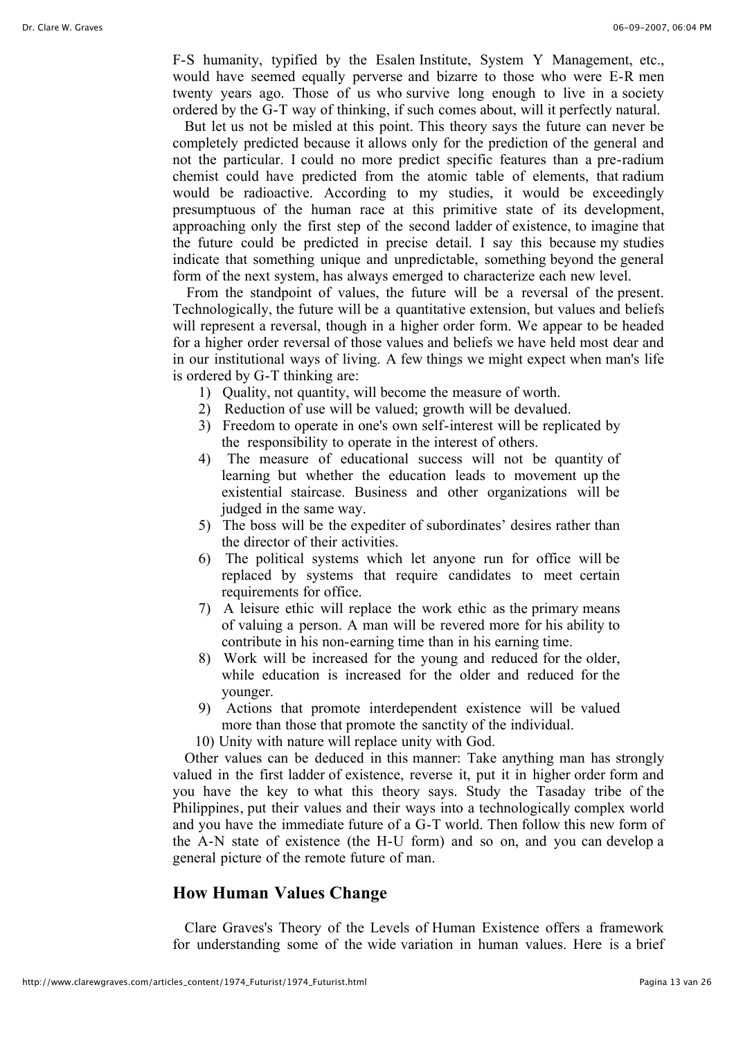F-S humanity, typified by the Esalen Institute, System Y Management, etc., would have seemed equally perverse and bizarre to those who were E-R men twenty years ago. Those of us who survive long enough to live in a society ordered by the G-T way of thinking, if such comes about, will it perfectly natural.

But let us not be misled at this point. This theory says the future can never be completely predicted because it allows only for the prediction of the general and not the particular. I could no more predict specific features than a pre-radium chemist could have predicted from the atomic table of elements, that radium would be radioactive. According to my studies, it would be exceedingly presumptuous of the human race at this primitive state of its development, approaching only the first step of the second ladder of existence, to imagine that the future could be predicted in precise detail. I say this because my studies indicate that something unique and unpredictable, something beyond the general form of the next system, has always emerged to characterize each new level.

From the standpoint of values, the future will be a reversal of the present. Technologically, the future will be a quantitative extension, but values and beliefs will represent a reversal, though in a higher order form. We appear to be headed for a higher order reversal of those values and beliefs we have held most dear and in our institutional ways of living. A few things we might expect when man's life is ordered by G-T thinking are:

1) Quality, not quantity, will become the measure of worth.
2) Reduction of use will be valued; growth will be devalued.
3) Freedom to operate in one's own self-interest will be replicated by the responsibility to operate in the interest of others.
4) The measure of educational success will not be quantity of learning but whether the education leads to movement up the existential staircase. Business and other organizations will be judged in the same way.
5) The boss will be the expediter of subordinates' desires rather than the director of their activities.
6) The political systems which let anyone run for office will be replaced by systems that require candidates to meet certain requirements for office.
7) A leisure ethic will replace the work ethic as the primary means of valuing a person. A man will be revered more for his ability to contribute in his non-earning time than in his earning time.
8) Work will be increased for the young and reduced for the older, while education is increased for the older and reduced for the younger.
9) Actions that promote interdependent existence will be valued more than those that promote the sanctity of the individual.
10) Unity with nature will replace unity with God.

Other values can be deduced in this manner: Take anything man has strongly valued in the first ladder of existence, reverse it, put it in higher order form and you have the key to what this theory says. Study the Tasaday tribe of the Philippines, put their values and their ways into a technologically complex world and you have the immediate future of a G-T world. Then follow this new form of the A-N state of existence (the H-U form) and so on, and you can develop a general picture of the remote future of man.

## How Human Values Change

Clare Graves's Theory of the Levels of Human Existence offers a framework for understanding some of the wide variation in human values. Here is a brief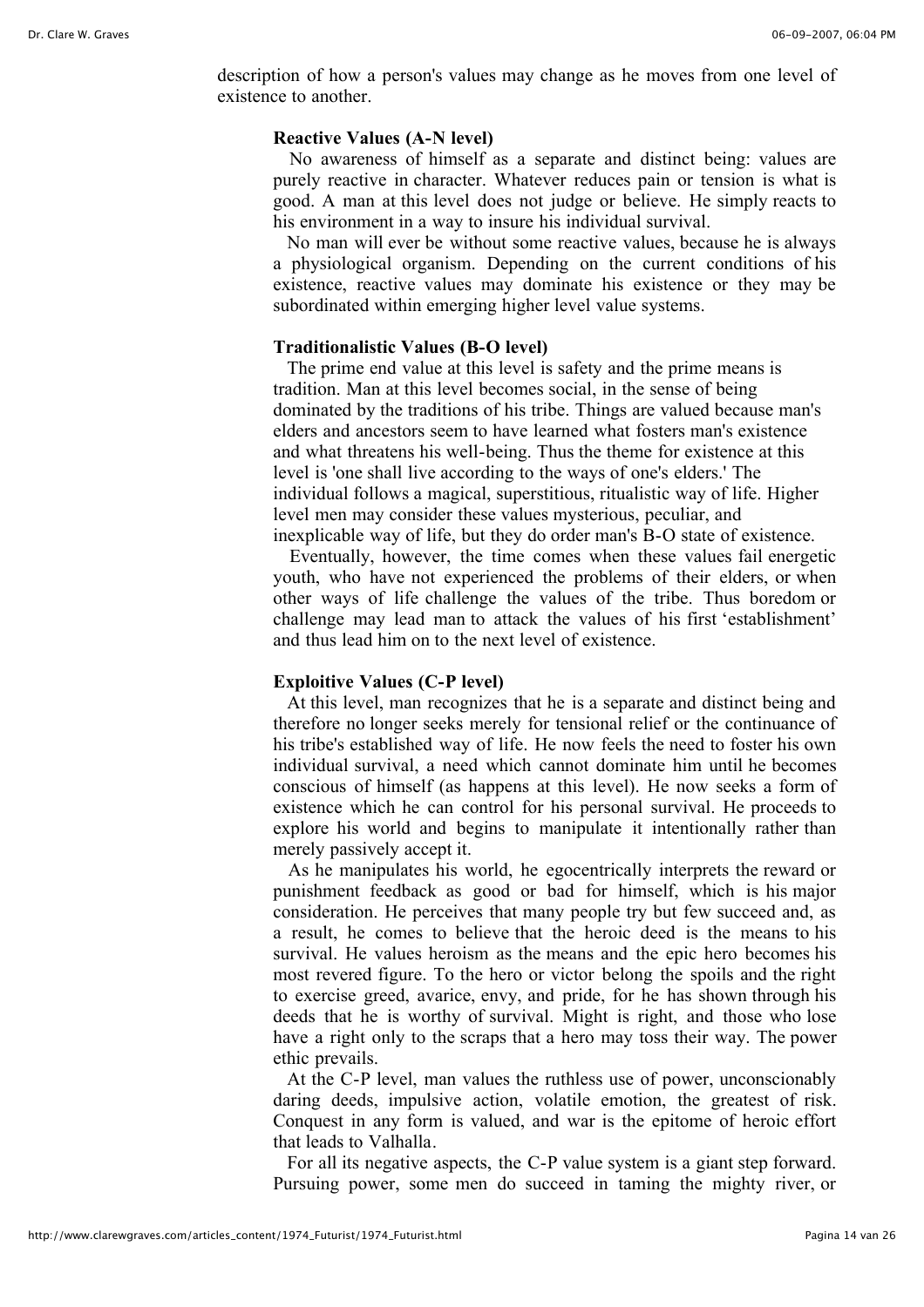description of how a person's values may change as he moves from one level of existence to another.

**Reactive Values (A-N level)**

No awareness of himself as a separate and distinct being: values are purely reactive in character. Whatever reduces pain or tension is what is good. A man at this level does not judge or believe. He simply reacts to his environment in a way to insure his individual survival.

No man will ever be without some reactive values, because he is always a physiological organism. Depending on the current conditions of his existence, reactive values may dominate his existence or they may be subordinated within emerging higher level value systems.

**Traditionalistic Values (B-O level)**

The prime end value at this level is safety and the prime means is tradition. Man at this level becomes social, in the sense of being dominated by the traditions of his tribe. Things are valued because man's elders and ancestors seem to have learned what fosters man's existence and what threatens his well-being. Thus the theme for existence at this level is 'one shall live according to the ways of one's elders.' The individual follows a magical, superstitious, ritualistic way of life. Higher level men may consider these values mysterious, peculiar, and inexplicable way of life, but they do order man's B-O state of existence.

Eventually, however, the time comes when these values fail energetic youth, who have not experienced the problems of their elders, or when other ways of life challenge the values of the tribe. Thus boredom or challenge may lead man to attack the values of his first 'establishment' and thus lead him on to the next level of existence.

**Exploitive Values (C-P level)**

At this level, man recognizes that he is a separate and distinct being and therefore no longer seeks merely for tensional relief or the continuance of his tribe's established way of life. He now feels the need to foster his own individual survival, a need which cannot dominate him until he becomes conscious of himself (as happens at this level). He now seeks a form of existence which he can control for his personal survival. He proceeds to explore his world and begins to manipulate it intentionally rather than merely passively accept it.

As he manipulates his world, he egocentrically interprets the reward or punishment feedback as good or bad for himself, which is his major consideration. He perceives that many people try but few succeed and, as a result, he comes to believe that the heroic deed is the means to his survival. He values heroism as the means and the epic hero becomes his most revered figure. To the hero or victor belong the spoils and the right to exercise greed, avarice, envy, and pride, for he has shown through his deeds that he is worthy of survival. Might is right, and those who lose have a right only to the scraps that a hero may toss their way. The power ethic prevails.

At the C-P level, man values the ruthless use of power, unconscionably daring deeds, impulsive action, volatile emotion, the greatest of risk. Conquest in any form is valued, and war is the epitome of heroic effort that leads to Valhalla.

For all its negative aspects, the C-P value system is a giant step forward. Pursuing power, some men do succeed in taming the mighty river, or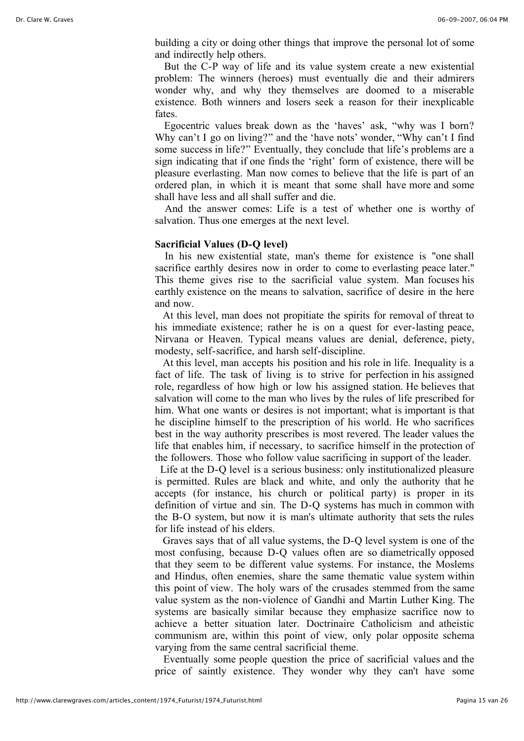building a city or doing other things that improve the personal lot of some and indirectly help others.

But the C-P way of life and its value system create a new existential problem: The winners (heroes) must eventually die and their admirers wonder why, and why they themselves are doomed to a miserable existence. Both winners and losers seek a reason for their inexplicable fates.

Egocentric values break down as the 'haves' ask, "why was I born? Why can't I go on living?" and the 'have nots' wonder, "Why can't I find some success in life?" Eventually, they conclude that life's problems are a sign indicating that if one finds the 'right' form of existence, there will be pleasure everlasting. Man now comes to believe that the life is part of an ordered plan, in which it is meant that some shall have more and some shall have less and all shall suffer and die.

And the answer comes: Life is a test of whether one is worthy of salvation. Thus one emerges at the next level.

**Sacrificial Values (D-Q level)**

In his new existential state, man's theme for existence is "one shall sacrifice earthly desires now in order to come to everlasting peace later." This theme gives rise to the sacrificial value system. Man focuses his earthly existence on the means to salvation, sacrifice of desire in the here and now.

At this level, man does not propitiate the spirits for removal of threat to his immediate existence; rather he is on a quest for ever-lasting peace, Nirvana or Heaven. Typical means values are denial, deference, piety, modesty, self-sacrifice, and harsh self-discipline.

At this level, man accepts his position and his role in life. Inequality is a fact of life. The task of living is to strive for perfection in his assigned role, regardless of how high or low his assigned station. He believes that salvation will come to the man who lives by the rules of life prescribed for him. What one wants or desires is not important; what is important is that he discipline himself to the prescription of his world. He who sacrifices best in the way authority prescribes is most revered. The leader values the life that enables him, if necessary, to sacrifice himself in the protection of the followers. Those who follow value sacrificing in support of the leader.

Life at the D-Q level is a serious business: only institutionalized pleasure is permitted. Rules are black and white, and only the authority that he accepts (for instance, his church or political party) is proper in its definition of virtue and sin. The D-Q systems has much in common with the B-O system, but now it is man's ultimate authority that sets the rules for life instead of his elders.

Graves says that of all value systems, the D-Q level system is one of the most confusing, because D-Q values often are so diametrically opposed that they seem to be different value systems. For instance, the Moslems and Hindus, often enemies, share the same thematic value system within this point of view. The holy wars of the crusades stemmed from the same value system as the non-violence of Gandhi and Martin Luther King. The systems are basically similar because they emphasize sacrifice now to achieve a better situation later. Doctrinaire Catholicism and atheistic communism are, within this point of view, only polar opposite schema varying from the same central sacrificial theme.

Eventually some people question the price of sacrificial values and the price of saintly existence. They wonder why they can't have some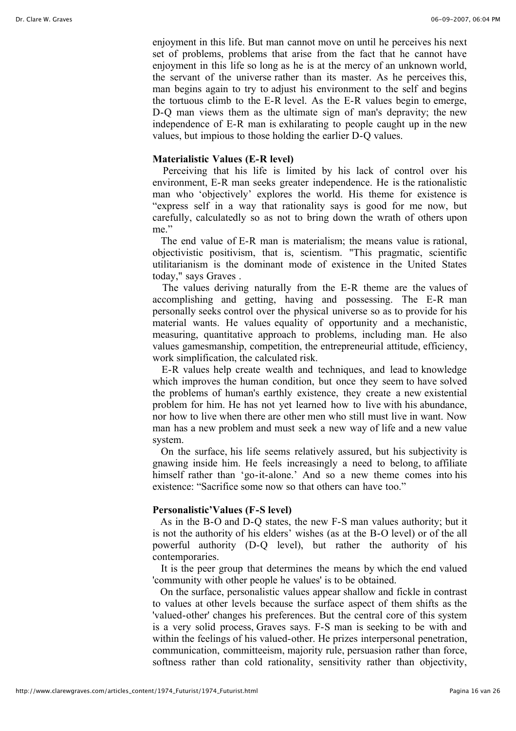enjoyment in this life. But man cannot move on until he perceives his next set of problems, problems that arise from the fact that he cannot have enjoyment in this life so long as he is at the mercy of an unknown world, the servant of the universe rather than its master. As he perceives this, man begins again to try to adjust his environment to the self and begins the tortuous climb to the E-R level. As the E-R values begin to emerge, D-Q man views them as the ultimate sign of man's depravity; the new independence of E-R man is exhilarating to people caught up in the new values, but impious to those holding the earlier D-Q values.

**Materialistic Values (E-R level)**

Perceiving that his life is limited by his lack of control over his environment, E-R man seeks greater independence. He is the rationalistic man who 'objectively' explores the world. His theme for existence is "express self in a way that rationality says is good for me now, but carefully, calculatedly so as not to bring down the wrath of others upon me."

The end value of E-R man is materialism; the means value is rational, objectivistic positivism, that is, scientism. "This pragmatic, scientific utilitarianism is the dominant mode of existence in the United States today," says Graves .

The values deriving naturally from the E-R theme are the values of accomplishing and getting, having and possessing. The E-R man personally seeks control over the physical universe so as to provide for his material wants. He values equality of opportunity and a mechanistic, measuring, quantitative approach to problems, including man. He also values gamesmanship, competition, the entrepreneurial attitude, efficiency, work simplification, the calculated risk.

E-R values help create wealth and techniques, and lead to knowledge which improves the human condition, but once they seem to have solved the problems of human's earthly existence, they create a new existential problem for him. He has not yet learned how to live with his abundance, nor how to live when there are other men who still must live in want. Now man has a new problem and must seek a new way of life and a new value system.

On the surface, his life seems relatively assured, but his subjectivity is gnawing inside him. He feels increasingly a need to belong, to affiliate himself rather than 'go-it-alone.' And so a new theme comes into his existence: "Sacrifice some now so that others can have too."

**Personalistic'Values (F-S level)**

As in the B-O and D-Q states, the new F-S man values authority; but it is not the authority of his elders' wishes (as at the B-O level) or of the all powerful authority (D-Q level), but rather the authority of his contemporaries.

It is the peer group that determines the means by which the end valued 'community with other people he values' is to be obtained.

On the surface, personalistic values appear shallow and fickle in contrast to values at other levels because the surface aspect of them shifts as the 'valued-other' changes his preferences. But the central core of this system is a very solid process, Graves says. F-S man is seeking to be with and within the feelings of his valued-other. He prizes interpersonal penetration, communication, committeeism, majority rule, persuasion rather than force, softness rather than cold rationality, sensitivity rather than objectivity,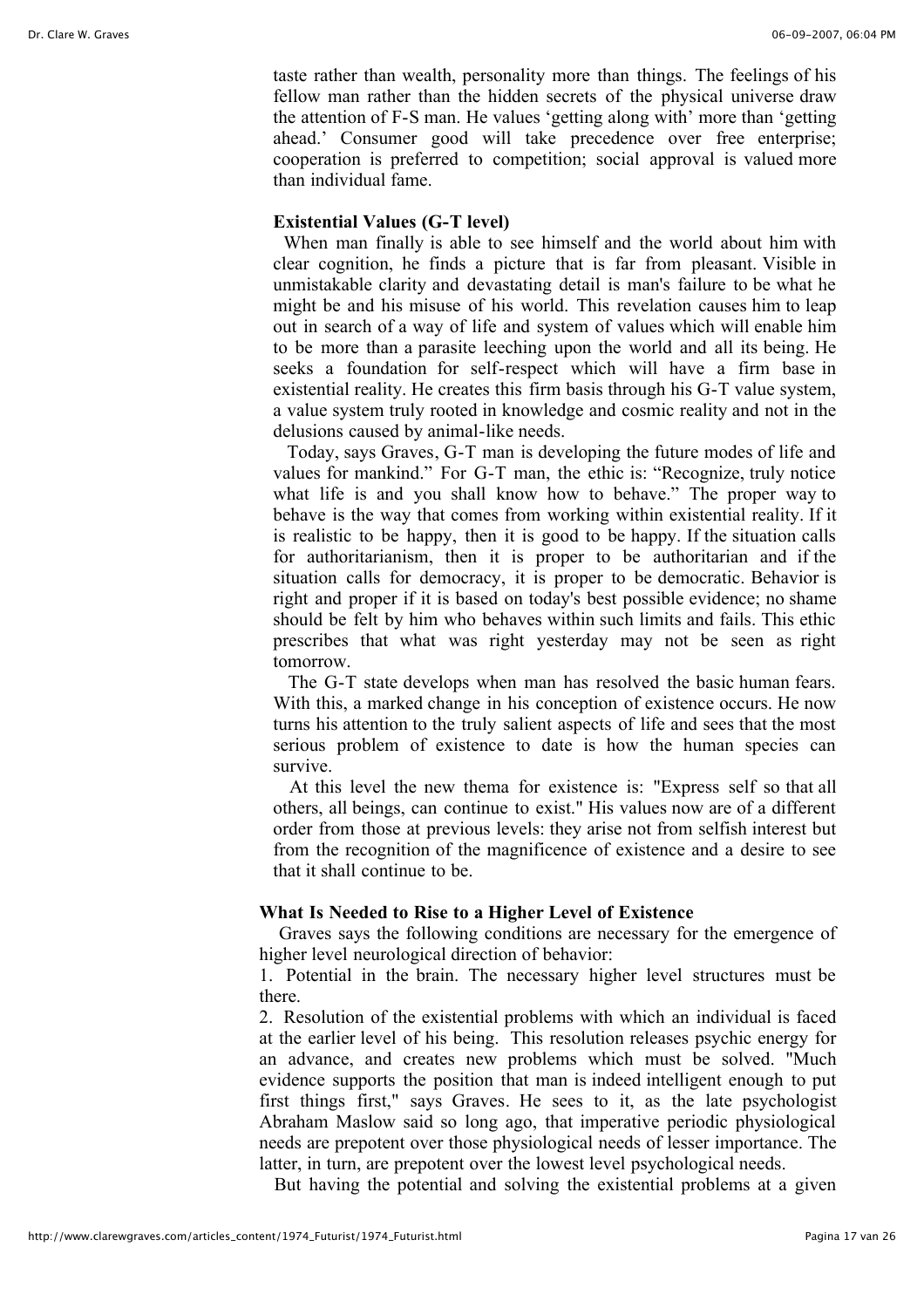taste rather than wealth, personality more than things. The feelings of his fellow man rather than the hidden secrets of the physical universe draw the attention of F-S man. He values 'getting along with' more than 'getting ahead.' Consumer good will take precedence over free enterprise; cooperation is preferred to competition; social approval is valued more than individual fame.

**Existential Values (G-T level)**

When man finally is able to see himself and the world about him with clear cognition, he finds a picture that is far from pleasant. Visible in unmistakable clarity and devastating detail is man's failure to be what he might be and his misuse of his world. This revelation causes him to leap out in search of a way of life and system of values which will enable him to be more than a parasite leeching upon the world and all its being. He seeks a foundation for self-respect which will have a firm base in existential reality. He creates this firm basis through his G-T value system, a value system truly rooted in knowledge and cosmic reality and not in the delusions caused by animal-like needs.

Today, says Graves, G-T man is developing the future modes of life and values for mankind." For G-T man, the ethic is: "Recognize, truly notice what life is and you shall know how to behave." The proper way to behave is the way that comes from working within existential reality. If it is realistic to be happy, then it is good to be happy. If the situation calls for authoritarianism, then it is proper to be authoritarian and if the situation calls for democracy, it is proper to be democratic. Behavior is right and proper if it is based on today's best possible evidence; no shame should be felt by him who behaves within such limits and fails. This ethic prescribes that what was right yesterday may not be seen as right tomorrow.

The G-T state develops when man has resolved the basic human fears. With this, a marked change in his conception of existence occurs. He now turns his attention to the truly salient aspects of life and sees that the most serious problem of existence to date is how the human species can survive.

At this level the new thema for existence is: "Express self so that all others, all beings, can continue to exist." His values now are of a different order from those at previous levels: they arise not from selfish interest but from the recognition of the magnificence of existence and a desire to see that it shall continue to be.

**What Is Needed to Rise to a Higher Level of Existence**

Graves says the following conditions are necessary for the emergence of higher level neurological direction of behavior:

1. Potential in the brain. The necessary higher level structures must be there.
2. Resolution of the existential problems with which an individual is faced at the earlier level of his being. This resolution releases psychic energy for an advance, and creates new problems which must be solved. "Much evidence supports the position that man is indeed intelligent enough to put first things first," says Graves. He sees to it, as the late psychologist Abraham Maslow said so long ago, that imperative periodic physiological needs are prepotent over those physiological needs of lesser importance. The latter, in turn, are prepotent over the lowest level psychological needs.

But having the potential and solving the existential problems at a given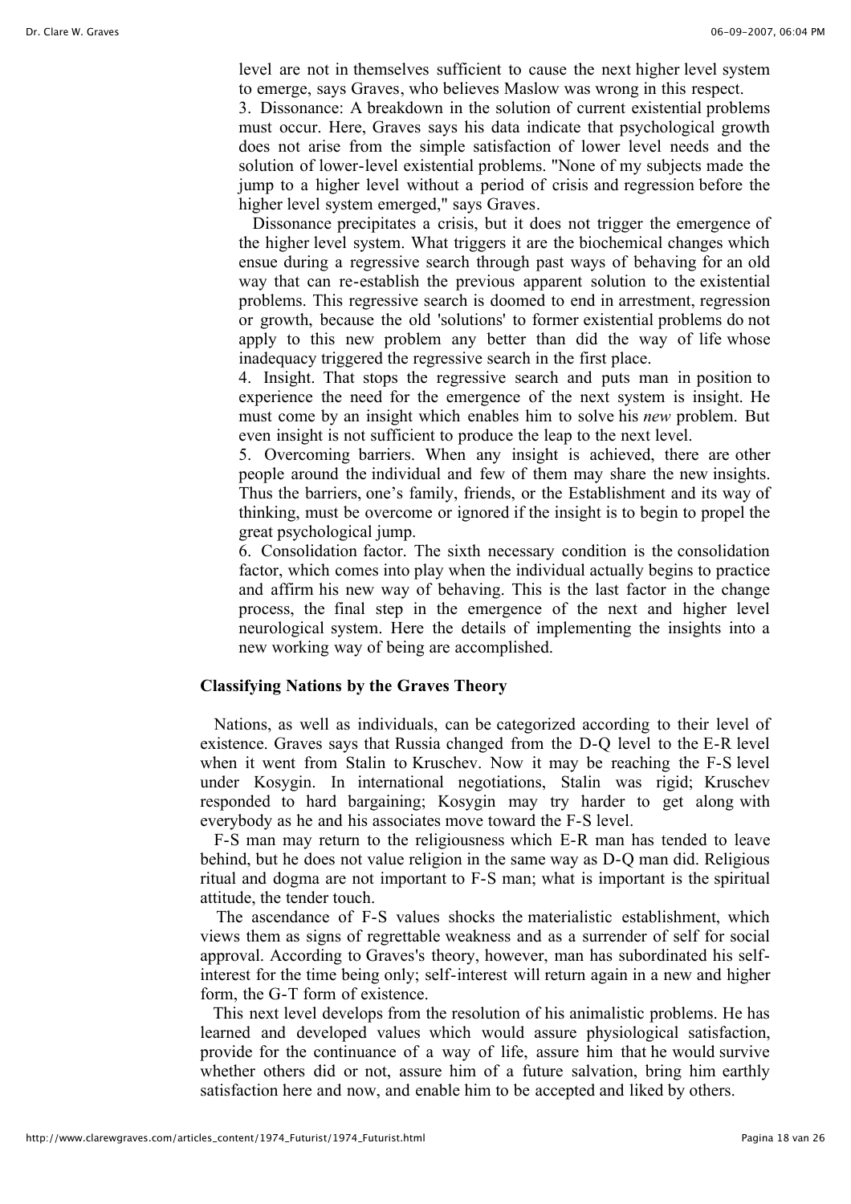level are not in themselves sufficient to cause the next higher level system to emerge, says Graves, who believes Maslow was wrong in this respect.

3. Dissonance: A breakdown in the solution of current existential problems must occur. Here, Graves says his data indicate that psychological growth does not arise from the simple satisfaction of lower level needs and the solution of lower-level existential problems. "None of my subjects made the jump to a higher level without a period of crisis and regression before the higher level system emerged," says Graves.

Dissonance precipitates a crisis, but it does not trigger the emergence of the higher level system. What triggers it are the biochemical changes which ensue during a regressive search through past ways of behaving for an old way that can re-establish the previous apparent solution to the existential problems. This regressive search is doomed to end in arrestment, regression or growth, because the old 'solutions' to former existential problems do not apply to this new problem any better than did the way of life whose inadequacy triggered the regressive search in the first place.

4. Insight. That stops the regressive search and puts man in position to experience the need for the emergence of the next system is insight. He must come by an insight which enables him to solve his *new* problem. But even insight is not sufficient to produce the leap to the next level.

5. Overcoming barriers. When any insight is achieved, there are other people around the individual and few of them may share the new insights. Thus the barriers, one's family, friends, or the Establishment and its way of thinking, must be overcome or ignored if the insight is to begin to propel the great psychological jump.

6. Consolidation factor. The sixth necessary condition is the consolidation factor, which comes into play when the individual actually begins to practice and affirm his new way of behaving. This is the last factor in the change process, the final step in the emergence of the next and higher level neurological system. Here the details of implementing the insights into a new working way of being are accomplished.

**Classifying Nations by the Graves Theory**

Nations, as well as individuals, can be categorized according to their level of existence. Graves says that Russia changed from the D-Q level to the E-R level when it went from Stalin to Kruschev. Now it may be reaching the F-S level under Kosygin. In international negotiations, Stalin was rigid; Kruschev responded to hard bargaining; Kosygin may try harder to get along with everybody as he and his associates move toward the F-S level.

F-S man may return to the religiousness which E-R man has tended to leave behind, but he does not value religion in the same way as D-Q man did. Religious ritual and dogma are not important to F-S man; what is important is the spiritual attitude, the tender touch.

The ascendance of F-S values shocks the materialistic establishment, which views them as signs of regrettable weakness and as a surrender of self for social approval. According to Graves's theory, however, man has subordinated his self-interest for the time being only; self-interest will return again in a new and higher form, the G-T form of existence.

This next level develops from the resolution of his animalistic problems. He has learned and developed values which would assure physiological satisfaction, provide for the continuance of a way of life, assure him that he would survive whether others did or not, assure him of a future salvation, bring him earthly satisfaction here and now, and enable him to be accepted and liked by others.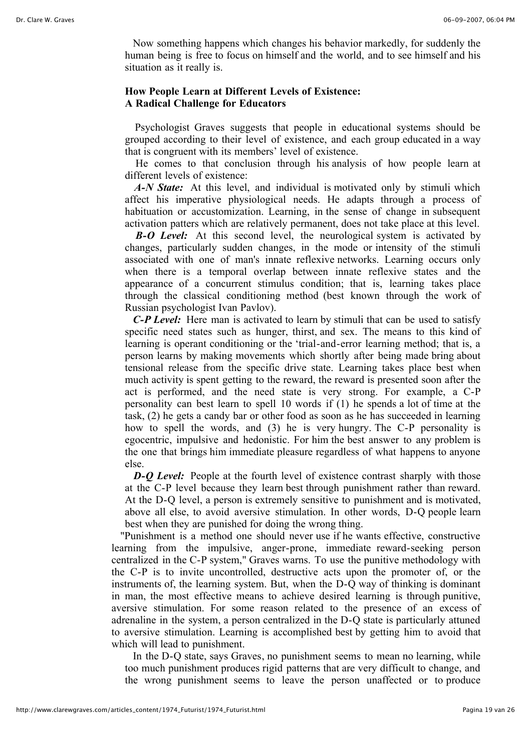Now something happens which changes his behavior markedly, for suddenly the human being is free to focus on himself and the world, and to see himself and his situation as it really is.

**How People Learn at Different Levels of Existence:**
**A Radical Challenge for Educators**

Psychologist Graves suggests that people in educational systems should be grouped according to their level of existence, and each group educated in a way that is congruent with its members' level of existence.

He comes to that conclusion through his analysis of how people learn at different levels of existence:

***A-N State:*** At this level, and individual is motivated only by stimuli which affect his imperative physiological needs. He adapts through a process of habituation or accustomization. Learning, in the sense of change in subsequent activation patters which are relatively permanent, does not take place at this level.

***B-O Level:*** At this second level, the neurological system is activated by changes, particularly sudden changes, in the mode or intensity of the stimuli associated with one of man's innate reflexive networks. Learning occurs only when there is a temporal overlap between innate reflexive states and the appearance of a concurrent stimulus condition; that is, learning takes place through the classical conditioning method (best known through the work of Russian psychologist Ivan Pavlov).

***C-P Level:*** Here man is activated to learn by stimuli that can be used to satisfy specific need states such as hunger, thirst, and sex. The means to this kind of learning is operant conditioning or the 'trial-and-error learning method; that is, a person learns by making movements which shortly after being made bring about tensional release from the specific drive state. Learning takes place best when much activity is spent getting to the reward, the reward is presented soon after the act is performed, and the need state is very strong. For example, a C-P personality can best learn to spell 10 words if (1) he spends a lot of time at the task, (2) he gets a candy bar or other food as soon as he has succeeded in learning how to spell the words, and (3) he is very hungry. The C-P personality is egocentric, impulsive and hedonistic. For him the best answer to any problem is the one that brings him immediate pleasure regardless of what happens to anyone else.

***D-Q Level:*** People at the fourth level of existence contrast sharply with those at the C-P level because they learn best through punishment rather than reward. At the D-Q level, a person is extremely sensitive to punishment and is motivated, above all else, to avoid aversive stimulation. In other words, D-Q people learn best when they are punished for doing the wrong thing.

"Punishment is a method one should never use if he wants effective, constructive learning from the impulsive, anger-prone, immediate reward-seeking person centralized in the C-P system," Graves warns. To use the punitive methodology with the C-P is to invite uncontrolled, destructive acts upon the promoter of, or the instruments of, the learning system. But, when the D-Q way of thinking is dominant in man, the most effective means to achieve desired learning is through punitive, aversive stimulation. For some reason related to the presence of an excess of adrenaline in the system, a person centralized in the D-Q state is particularly attuned to aversive stimulation. Learning is accomplished best by getting him to avoid that which will lead to punishment.

In the D-Q state, says Graves, no punishment seems to mean no learning, while too much punishment produces rigid patterns that are very difficult to change, and the wrong punishment seems to leave the person unaffected or to produce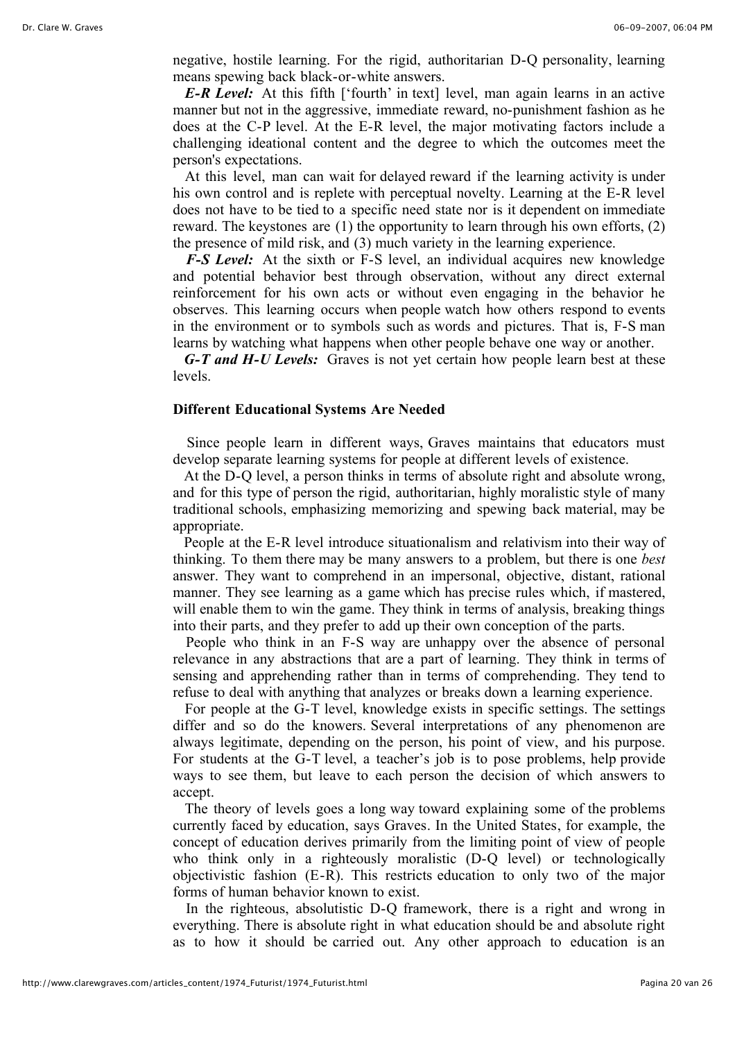negative, hostile learning. For the rigid, authoritarian D-Q personality, learning means spewing back black-or-white answers.

***E-R Level:*** At this fifth ['fourth' in text] level, man again learns in an active manner but not in the aggressive, immediate reward, no-punishment fashion as he does at the C-P level. At the E-R level, the major motivating factors include a challenging ideational content and the degree to which the outcomes meet the person's expectations.

At this level, man can wait for delayed reward if the learning activity is under his own control and is replete with perceptual novelty. Learning at the E-R level does not have to be tied to a specific need state nor is it dependent on immediate reward. The keystones are (1) the opportunity to learn through his own efforts, (2) the presence of mild risk, and (3) much variety in the learning experience.

***F-S Level:*** At the sixth or F-S level, an individual acquires new knowledge and potential behavior best through observation, without any direct external reinforcement for his own acts or without even engaging in the behavior he observes. This learning occurs when people watch how others respond to events in the environment or to symbols such as words and pictures. That is, F-S man learns by watching what happens when other people behave one way or another.

***G-T and H-U Levels:*** Graves is not yet certain how people learn best at these levels.

**Different Educational Systems Are Needed**

Since people learn in different ways, Graves maintains that educators must develop separate learning systems for people at different levels of existence.

At the D-Q level, a person thinks in terms of absolute right and absolute wrong, and for this type of person the rigid, authoritarian, highly moralistic style of many traditional schools, emphasizing memorizing and spewing back material, may be appropriate.

People at the E-R level introduce situationalism and relativism into their way of thinking. To them there may be many answers to a problem, but there is one *best* answer. They want to comprehend in an impersonal, objective, distant, rational manner. They see learning as a game which has precise rules which, if mastered, will enable them to win the game. They think in terms of analysis, breaking things into their parts, and they prefer to add up their own conception of the parts.

People who think in an F-S way are unhappy over the absence of personal relevance in any abstractions that are a part of learning. They think in terms of sensing and apprehending rather than in terms of comprehending. They tend to refuse to deal with anything that analyzes or breaks down a learning experience.

For people at the G-T level, knowledge exists in specific settings. The settings differ and so do the knowers. Several interpretations of any phenomenon are always legitimate, depending on the person, his point of view, and his purpose. For students at the G-T level, a teacher's job is to pose problems, help provide ways to see them, but leave to each person the decision of which answers to accept.

The theory of levels goes a long way toward explaining some of the problems currently faced by education, says Graves. In the United States, for example, the concept of education derives primarily from the limiting point of view of people who think only in a righteously moralistic (D-Q level) or technologically objectivistic fashion (E-R). This restricts education to only two of the major forms of human behavior known to exist.

In the righteous, absolutistic D-Q framework, there is a right and wrong in everything. There is absolute right in what education should be and absolute right as to how it should be carried out. Any other approach to education is an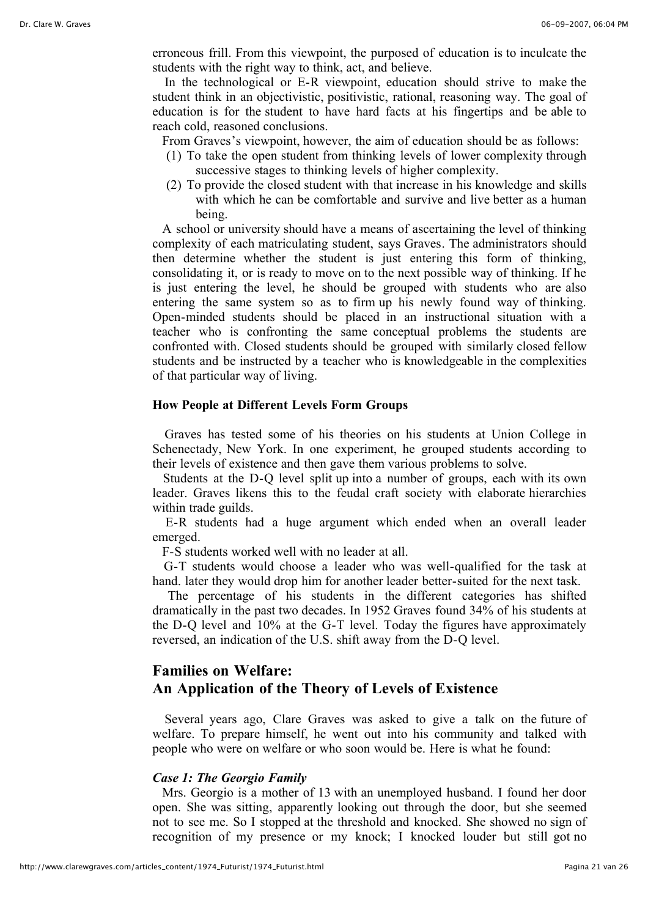erroneous frill. From this viewpoint, the purposed of education is to inculcate the students with the right way to think, act, and believe.

In the technological or E-R viewpoint, education should strive to make the student think in an objectivistic, positivistic, rational, reasoning way. The goal of education is for the student to have hard facts at his fingertips and be able to reach cold, reasoned conclusions.

From Graves's viewpoint, however, the aim of education should be as follows:

(1) To take the open student from thinking levels of lower complexity through successive stages to thinking levels of higher complexity.

(2) To provide the closed student with that increase in his knowledge and skills with which he can be comfortable and survive and live better as a human being.

A school or university should have a means of ascertaining the level of thinking complexity of each matriculating student, says Graves. The administrators should then determine whether the student is just entering this form of thinking, consolidating it, or is ready to move on to the next possible way of thinking. If he is just entering the level, he should be grouped with students who are also entering the same system so as to firm up his newly found way of thinking. Open-minded students should be placed in an instructional situation with a teacher who is confronting the same conceptual problems the students are confronted with. Closed students should be grouped with similarly closed fellow students and be instructed by a teacher who is knowledgeable in the complexities of that particular way of living.

**How People at Different Levels Form Groups**

Graves has tested some of his theories on his students at Union College in Schenectady, New York. In one experiment, he grouped students according to their levels of existence and then gave them various problems to solve.

Students at the D-Q level split up into a number of groups, each with its own leader. Graves likens this to the feudal craft society with elaborate hierarchies within trade guilds.

E-R students had a huge argument which ended when an overall leader emerged.

F-S students worked well with no leader at all.

G-T students would choose a leader who was well-qualified for the task at hand. later they would drop him for another leader better-suited for the next task.

The percentage of his students in the different categories has shifted dramatically in the past two decades. In 1952 Graves found 34% of his students at the D-Q level and 10% at the G-T level. Today the figures have approximately reversed, an indication of the U.S. shift away from the D-Q level.

## Families on Welfare: An Application of the Theory of Levels of Existence

Several years ago, Clare Graves was asked to give a talk on the future of welfare. To prepare himself, he went out into his community and talked with people who were on welfare or who soon would be. Here is what he found:

***Case 1: The Georgio Family***

Mrs. Georgio is a mother of 13 with an unemployed husband. I found her door open. She was sitting, apparently looking out through the door, but she seemed not to see me. So I stopped at the threshold and knocked. She showed no sign of recognition of my presence or my knock; I knocked louder but still got no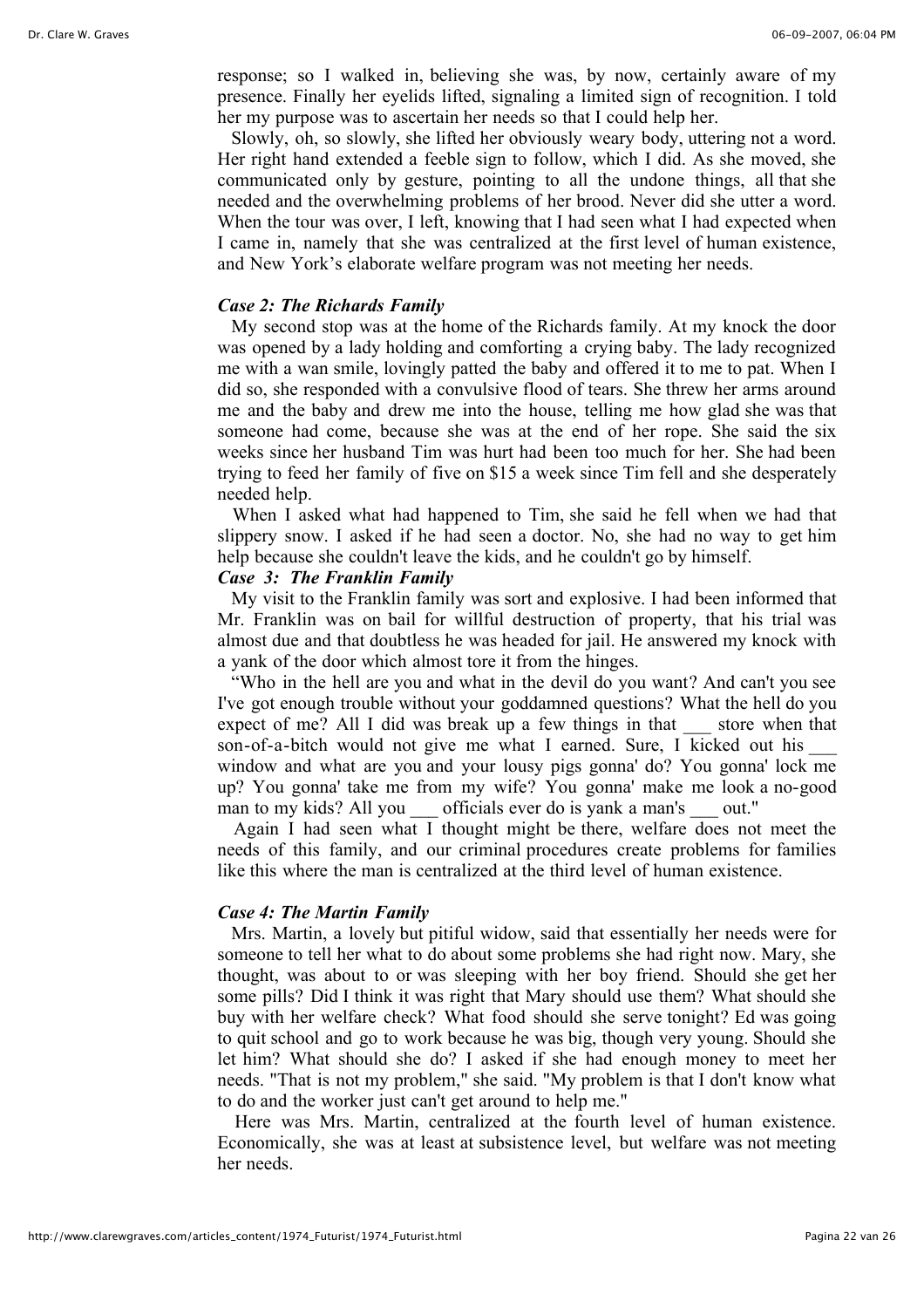response; so I walked in, believing she was, by now, certainly aware of my presence. Finally her eyelids lifted, signaling a limited sign of recognition. I told her my purpose was to ascertain her needs so that I could help her.

Slowly, oh, so slowly, she lifted her obviously weary body, uttering not a word. Her right hand extended a feeble sign to follow, which I did. As she moved, she communicated only by gesture, pointing to all the undone things, all that she needed and the overwhelming problems of her brood. Never did she utter a word. When the tour was over, I left, knowing that I had seen what I had expected when I came in, namely that she was centralized at the first level of human existence, and New York's elaborate welfare program was not meeting her needs.

### *Case 2: The Richards Family*

My second stop was at the home of the Richards family. At my knock the door was opened by a lady holding and comforting a crying baby. The lady recognized me with a wan smile, lovingly patted the baby and offered it to me to pat. When I did so, she responded with a convulsive flood of tears. She threw her arms around me and the baby and drew me into the house, telling me how glad she was that someone had come, because she was at the end of her rope. She said the six weeks since her husband Tim was hurt had been too much for her. She had been trying to feed her family of five on $15 a week since Tim fell and she desperately needed help.

When I asked what had happened to Tim, she said he fell when we had that slippery snow. I asked if he had seen a doctor. No, she had no way to get him help because she couldn't leave the kids, and he couldn't go by himself.

### *Case 3: The Franklin Family*

My visit to the Franklin family was sort and explosive. I had been informed that Mr. Franklin was on bail for willful destruction of property, that his trial was almost due and that doubtless he was headed for jail. He answered my knock with a yank of the door which almost tore it from the hinges.

"Who in the hell are you and what in the devil do you want? And can't you see I've got enough trouble without your goddamned questions? What the hell do you expect of me? All I did was break up a few things in that ___ store when that son-of-a-bitch would not give me what I earned. Sure, I kicked out his ___ window and what are you and your lousy pigs gonna' do? You gonna' lock me up? You gonna' take me from my wife? You gonna' make me look a no-good man to my kids? All you ___ officials ever do is yank a man's ___ out."

Again I had seen what I thought might be there, welfare does not meet the needs of this family, and our criminal procedures create problems for families like this where the man is centralized at the third level of human existence.

### *Case 4: The Martin Family*

Mrs. Martin, a lovely but pitiful widow, said that essentially her needs were for someone to tell her what to do about some problems she had right now. Mary, she thought, was about to or was sleeping with her boy friend. Should she get her some pills? Did I think it was right that Mary should use them? What should she buy with her welfare check? What food should she serve tonight? Ed was going to quit school and go to work because he was big, though very young. Should she let him? What should she do? I asked if she had enough money to meet her needs. "That is not my problem," she said. "My problem is that I don't know what to do and the worker just can't get around to help me."

Here was Mrs. Martin, centralized at the fourth level of human existence. Economically, she was at least at subsistence level, but welfare was not meeting her needs.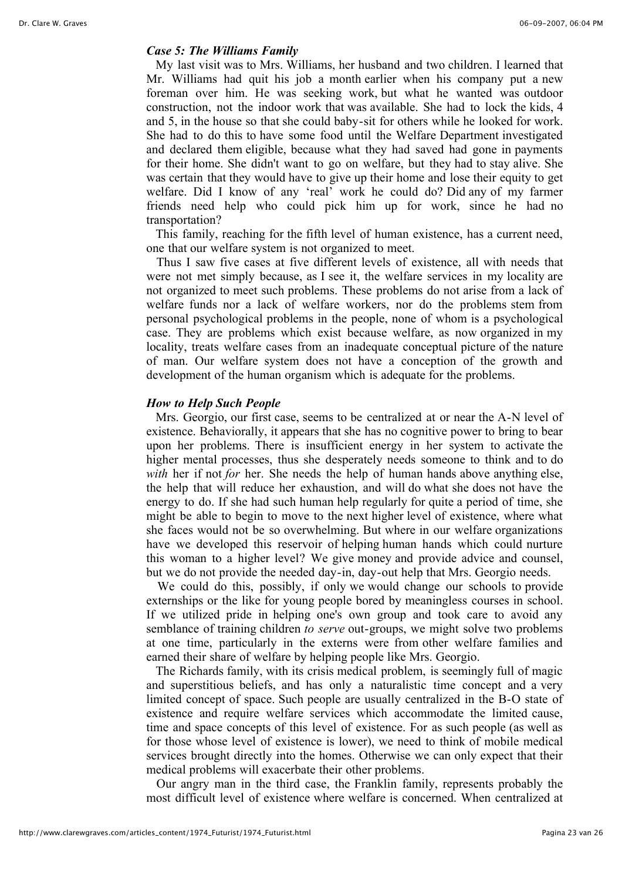### *Case 5: The Williams Family*

My last visit was to Mrs. Williams, her husband and two children. I learned that Mr. Williams had quit his job a month earlier when his company put a new foreman over him. He was seeking work, but what he wanted was outdoor construction, not the indoor work that was available. She had to lock the kids, 4 and 5, in the house so that she could baby-sit for others while he looked for work. She had to do this to have some food until the Welfare Department investigated and declared them eligible, because what they had saved had gone in payments for their home. She didn't want to go on welfare, but they had to stay alive. She was certain that they would have to give up their home and lose their equity to get welfare. Did I know of any 'real' work he could do? Did any of my farmer friends need help who could pick him up for work, since he had no transportation?

This family, reaching for the fifth level of human existence, has a current need, one that our welfare system is not organized to meet.

Thus I saw five cases at five different levels of existence, all with needs that were not met simply because, as I see it, the welfare services in my locality are not organized to meet such problems. These problems do not arise from a lack of welfare funds nor a lack of welfare workers, nor do the problems stem from personal psychological problems in the people, none of whom is a psychological case. They are problems which exist because welfare, as now organized in my locality, treats welfare cases from an inadequate conceptual picture of the nature of man. Our welfare system does not have a conception of the growth and development of the human organism which is adequate for the problems.

### *How to Help Such People*

Mrs. Georgio, our first case, seems to be centralized at or near the A-N level of existence. Behaviorally, it appears that she has no cognitive power to bring to bear upon her problems. There is insufficient energy in her system to activate the higher mental processes, thus she desperately needs someone to think and to do *with* her if not *for* her. She needs the help of human hands above anything else, the help that will reduce her exhaustion, and will do what she does not have the energy to do. If she had such human help regularly for quite a period of time, she might be able to begin to move to the next higher level of existence, where what she faces would not be so overwhelming. But where in our welfare organizations have we developed this reservoir of helping human hands which could nurture this woman to a higher level? We give money and provide advice and counsel, but we do not provide the needed day-in, day-out help that Mrs. Georgio needs.

We could do this, possibly, if only we would change our schools to provide externships or the like for young people bored by meaningless courses in school. If we utilized pride in helping one's own group and took care to avoid any semblance of training children *to serve* out-groups, we might solve two problems at one time, particularly in the externs were from other welfare families and earned their share of welfare by helping people like Mrs. Georgio.

The Richards family, with its crisis medical problem, is seemingly full of magic and superstitious beliefs, and has only a naturalistic time concept and a very limited concept of space. Such people are usually centralized in the B-O state of existence and require welfare services which accommodate the limited cause, time and space concepts of this level of existence. For as such people (as well as for those whose level of existence is lower), we need to think of mobile medical services brought directly into the homes. Otherwise we can only expect that their medical problems will exacerbate their other problems.

Our angry man in the third case, the Franklin family, represents probably the most difficult level of existence where welfare is concerned. When centralized at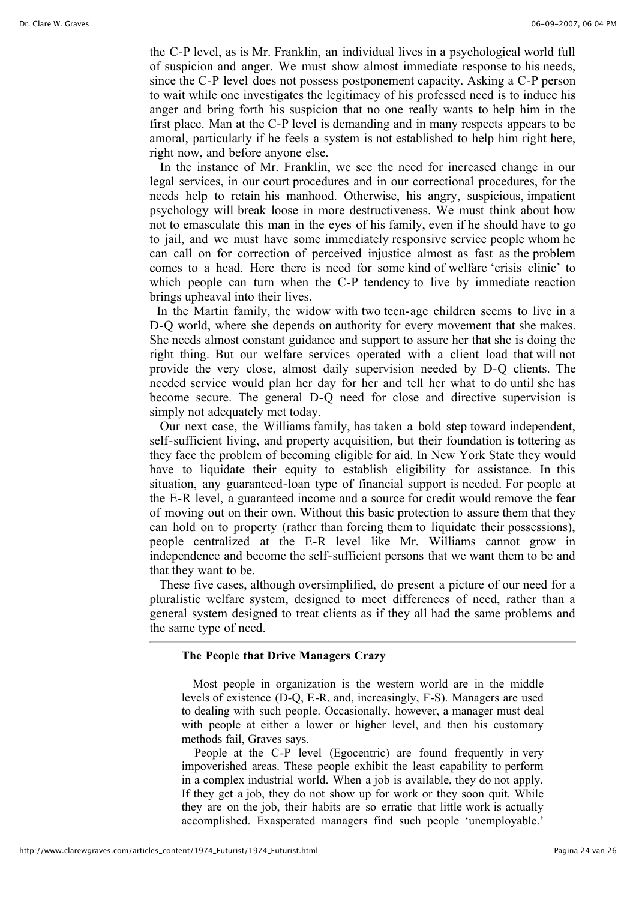the C-P level, as is Mr. Franklin, an individual lives in a psychological world full of suspicion and anger. We must show almost immediate response to his needs, since the C-P level does not possess postponement capacity. Asking a C-P person to wait while one investigates the legitimacy of his professed need is to induce his anger and bring forth his suspicion that no one really wants to help him in the first place. Man at the C-P level is demanding and in many respects appears to be amoral, particularly if he feels a system is not established to help him right here, right now, and before anyone else.

In the instance of Mr. Franklin, we see the need for increased change in our legal services, in our court procedures and in our correctional procedures, for the needs help to retain his manhood. Otherwise, his angry, suspicious, impatient psychology will break loose in more destructiveness. We must think about how not to emasculate this man in the eyes of his family, even if he should have to go to jail, and we must have some immediately responsive service people whom he can call on for correction of perceived injustice almost as fast as the problem comes to a head. Here there is need for some kind of welfare 'crisis clinic' to which people can turn when the C-P tendency to live by immediate reaction brings upheaval into their lives.

In the Martin family, the widow with two teen-age children seems to live in a D-Q world, where she depends on authority for every movement that she makes. She needs almost constant guidance and support to assure her that she is doing the right thing. But our welfare services operated with a client load that will not provide the very close, almost daily supervision needed by D-Q clients. The needed service would plan her day for her and tell her what to do until she has become secure. The general D-Q need for close and directive supervision is simply not adequately met today.

Our next case, the Williams family, has taken a bold step toward independent, self-sufficient living, and property acquisition, but their foundation is tottering as they face the problem of becoming eligible for aid. In New York State they would have to liquidate their equity to establish eligibility for assistance. In this situation, any guaranteed-loan type of financial support is needed. For people at the E-R level, a guaranteed income and a source for credit would remove the fear of moving out on their own. Without this basic protection to assure them that they can hold on to property (rather than forcing them to liquidate their possessions), people centralized at the E-R level like Mr. Williams cannot grow in independence and become the self-sufficient persons that we want them to be and that they want to be.

These five cases, although oversimplified, do present a picture of our need for a pluralistic welfare system, designed to meet differences of need, rather than a general system designed to treat clients as if they all had the same problems and the same type of need.

---

**The People that Drive Managers Crazy**

Most people in organization is the western world are in the middle levels of existence (D-Q, E-R, and, increasingly, F-S). Managers are used to dealing with such people. Occasionally, however, a manager must deal with people at either a lower or higher level, and then his customary methods fail, Graves says.

People at the C-P level (Egocentric) are found frequently in very impoverished areas. These people exhibit the least capability to perform in a complex industrial world. When a job is available, they do not apply. If they get a job, they do not show up for work or they soon quit. While they are on the job, their habits are so erratic that little work is actually accomplished. Exasperated managers find such people 'unemployable.'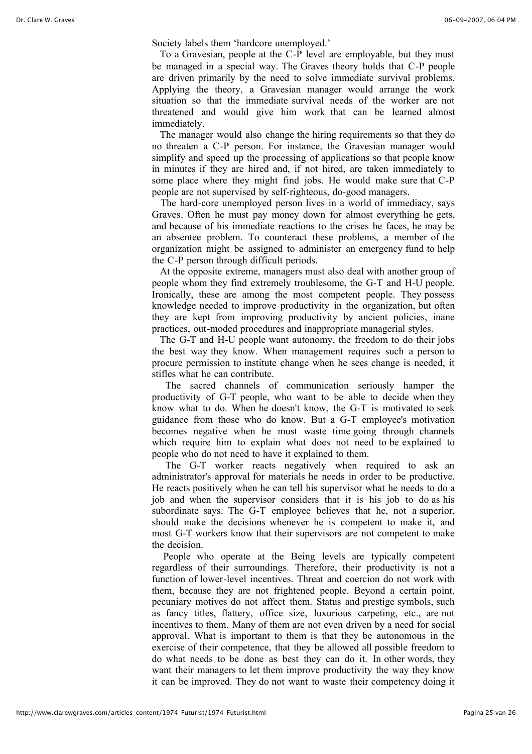Society labels them ‘hardcore unemployed.’

To a Gravesian, people at the C-P level are employable, but they must be managed in a special way. The Graves theory holds that C-P people are driven primarily by the need to solve immediate survival problems. Applying the theory, a Gravesian manager would arrange the work situation so that the immediate survival needs of the worker are not threatened and would give him work that can be learned almost immediately.

The manager would also change the hiring requirements so that they do no threaten a C-P person. For instance, the Gravesian manager would simplify and speed up the processing of applications so that people know in minutes if they are hired and, if not hired, are taken immediately to some place where they might find jobs. He would make sure that C-P people are not supervised by self-righteous, do-good managers.

The hard-core unemployed person lives in a world of immediacy, says Graves. Often he must pay money down for almost everything he gets, and because of his immediate reactions to the crises he faces, he may be an absentee problem. To counteract these problems, a member of the organization might be assigned to administer an emergency fund to help the C-P person through difficult periods.

At the opposite extreme, managers must also deal with another group of people whom they find extremely troublesome, the G-T and H-U people. Ironically, these are among the most competent people. They possess knowledge needed to improve productivity in the organization, but often they are kept from improving productivity by ancient policies, inane practices, out-moded procedures and inappropriate managerial styles.

The G-T and H-U people want autonomy, the freedom to do their jobs the best way they know. When management requires such a person to procure permission to institute change when he sees change is needed, it stifles what he can contribute.

The sacred channels of communication seriously hamper the productivity of G-T people, who want to be able to decide when they know what to do. When he doesn't know, the G-T is motivated to seek guidance from those who do know. But a G-T employee's motivation becomes negative when he must waste time going through channels which require him to explain what does not need to be explained to people who do not need to have it explained to them.

The G-T worker reacts negatively when required to ask an administrator's approval for materials he needs in order to be productive. He reacts positively when he can tell his supervisor what he needs to do a job and when the supervisor considers that it is his job to do as his subordinate says. The G-T employee believes that he, not a superior, should make the decisions whenever he is competent to make it, and most G-T workers know that their supervisors are not competent to make the decision.

People who operate at the Being levels are typically competent regardless of their surroundings. Therefore, their productivity is not a function of lower-level incentives. Threat and coercion do not work with them, because they are not frightened people. Beyond a certain point, pecuniary motives do not affect them. Status and prestige symbols, such as fancy titles, flattery, office size, luxurious carpeting, etc., are not incentives to them. Many of them are not even driven by a need for social approval. What is important to them is that they be autonomous in the exercise of their competence, that they be allowed all possible freedom to do what needs to be done as best they can do it. In other words, they want their managers to let them improve productivity the way they know it can be improved. They do not want to waste their competency doing it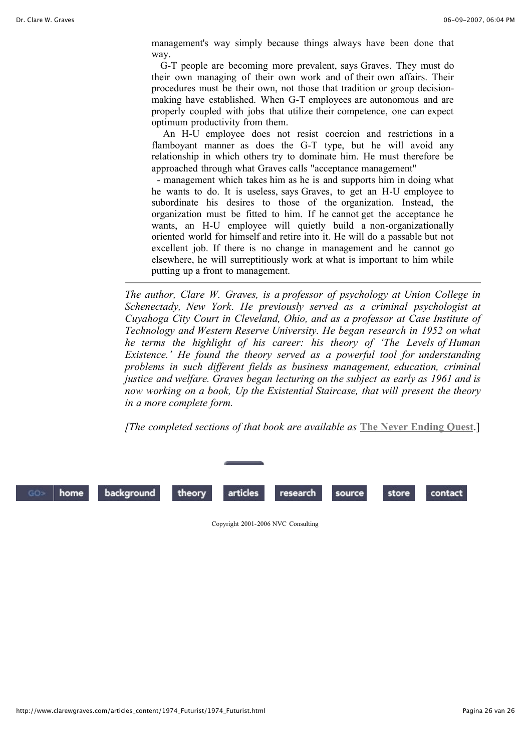management's way simply because things always have been done that way.

G-T people are becoming more prevalent, says Graves. They must do their own managing of their own work and of their own affairs. Their procedures must be their own, not those that tradition or group decision-making have established. When G-T employees are autonomous and are properly coupled with jobs that utilize their competence, one can expect optimum productivity from them.

An H-U employee does not resist coercion and restrictions in a flamboyant manner as does the G-T type, but he will avoid any relationship in which others try to dominate him. He must therefore be approached through what Graves calls "acceptance management" - management which takes him as he is and supports him in doing what he wants to do. It is useless, says Graves, to get an H-U employee to subordinate his desires to those of the organization. Instead, the organization must be fitted to him. If he cannot get the acceptance he wants, an H-U employee will quietly build a non-organizationally oriented world for himself and retire into it. He will do a passable but not excellent job. If there is no change in management and he cannot go elsewhere, he will surreptitiously work at what is important to him while putting up a front to management.

---

*The author, Clare W. Graves, is a professor of psychology at Union College in Schenectady, New York. He previously served as a criminal psychologist at Cuyahoga City Court in Cleveland, Ohio, and as a professor at Case Institute of Technology and Western Reserve University. He began research in 1952 on what he terms the highlight of his career: his theory of 'The Levels of Human Existence.' He found the theory served as a powerful tool for understanding problems in such different fields as business management, education, criminal justice and welfare. Graves began lecturing on the subject as early as 1961 and is now working on a book, Up the Existential Staircase, that will present the theory in a more complete form.*

*[The completed sections of that book are available as* **The Never Ending Quest**.]

GO> home background theory articles research source store contact

Copyright 2001-2006 NVC Consulting